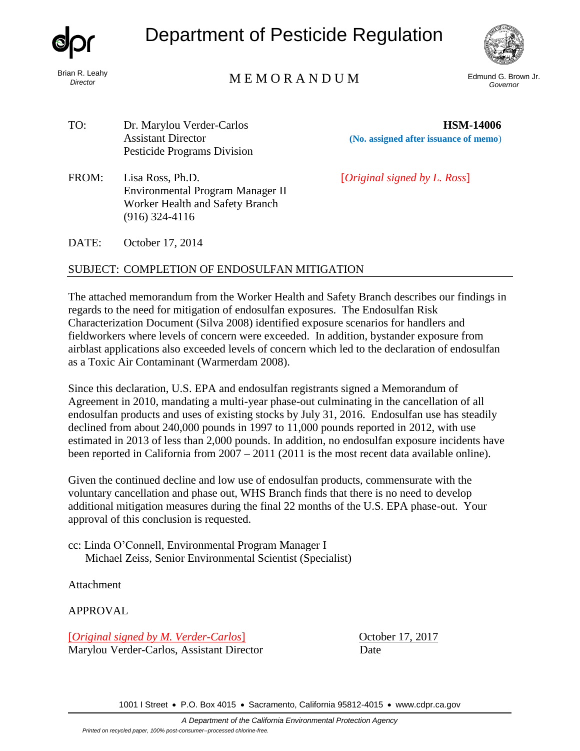Brian R. Leahy
*Director*

# Department of Pesticide Regulation

## MEMORANDUM

Edmund G. Brown Jr.
*Governor*

TO: Dr. Marylou Verder-Carlos
Assistant Director
Pesticide Programs Division

**HSM-14006**
**(No. assigned after issuance of memo)**

FROM: Lisa Ross, Ph.D.
Environmental Program Manager II
Worker Health and Safety Branch
(916) 324-4116

[*Original signed by L. Ross*]

DATE: October 17, 2014

SUBJECT: COMPLETION OF ENDOSULFAN MITIGATION

The attached memorandum from the Worker Health and Safety Branch describes our findings in regards to the need for mitigation of endosulfan exposures. The Endosulfan Risk Characterization Document (Silva 2008) identified exposure scenarios for handlers and fieldworkers where levels of concern were exceeded. In addition, bystander exposure from airblast applications also exceeded levels of concern which led to the declaration of endosulfan as a Toxic Air Contaminant (Warmerdam 2008).

Since this declaration, U.S. EPA and endosulfan registrants signed a Memorandum of Agreement in 2010, mandating a multi-year phase-out culminating in the cancellation of all endosulfan products and uses of existing stocks by July 31, 2016. Endosulfan use has steadily declined from about 240,000 pounds in 1997 to 11,000 pounds reported in 2012, with use estimated in 2013 of less than 2,000 pounds. In addition, no endosulfan exposure incidents have been reported in California from 2007 – 2011 (2011 is the most recent data available online).

Given the continued decline and low use of endosulfan products, commensurate with the voluntary cancellation and phase out, WHS Branch finds that there is no need to develop additional mitigation measures during the final 22 months of the U.S. EPA phase-out. Your approval of this conclusion is requested.

cc: Linda O'Connell, Environmental Program Manager I
Michael Zeiss, Senior Environmental Scientist (Specialist)

Attachment

APPROVAL

[*Original signed by M. Verder-Carlos*]
Marylou Verder-Carlos, Assistant Director

October 17, 2017
Date

1001 I Street • P.O. Box 4015 • Sacramento, California 95812-4015 • www.cdpr.ca.gov

*A Department of the California Environmental Protection Agency*

*Printed on recycled paper, 100% post-consumer--processed chlorine-free.*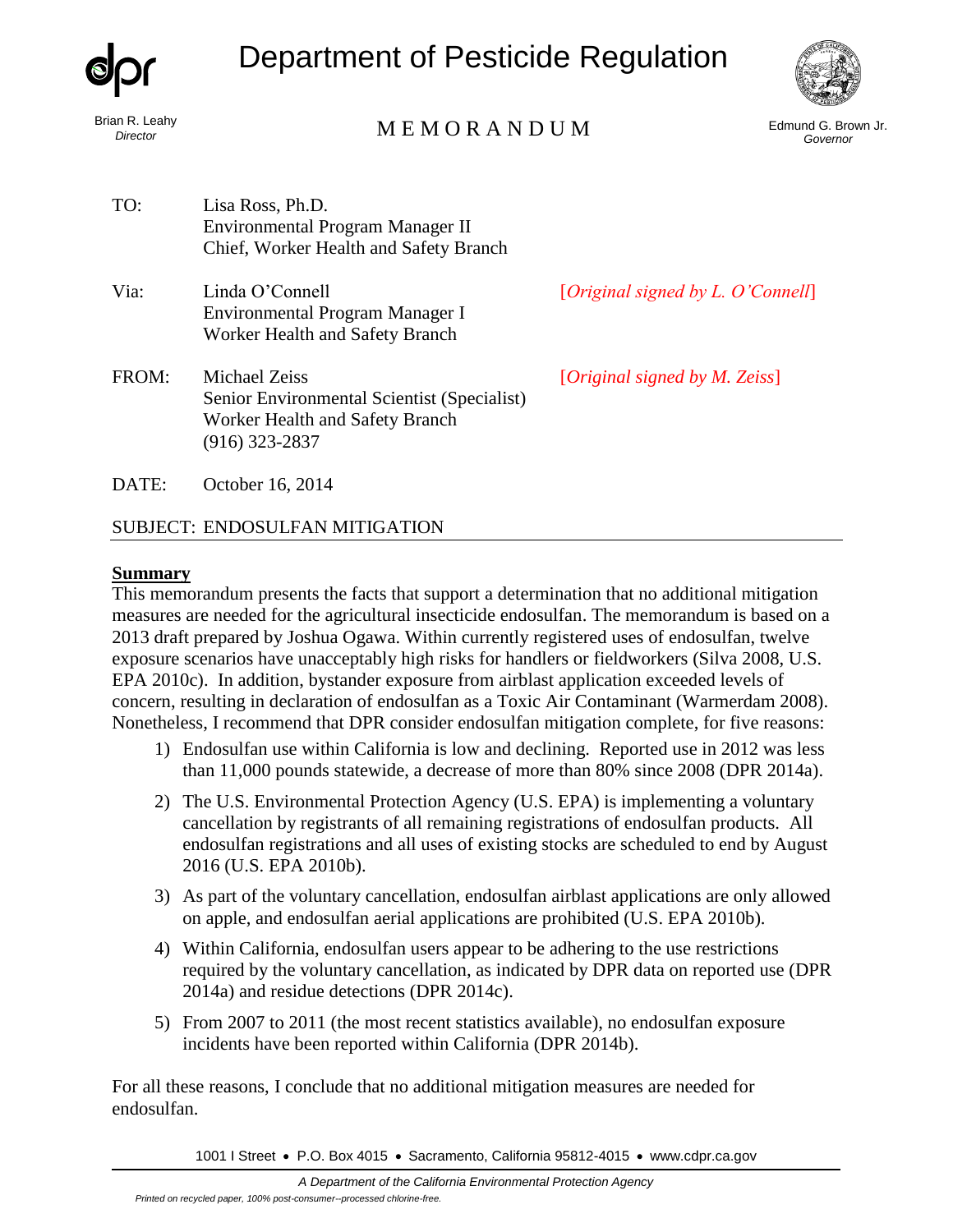# Department of Pesticide Regulation

Brian R. Leahy
*Director*

M E M O R A N D U M

Edmund G. Brown Jr.
*Governor*

| | | |
|---|---|---|
| TO: | Lisa Ross, Ph.D.<br>Environmental Program Manager II<br>Chief, Worker Health and Safety Branch | |
| Via: | Linda O'Connell<br>Environmental Program Manager I<br>Worker Health and Safety Branch | [*Original signed by L. O'Connell*] |
| FROM: | Michael Zeiss<br>Senior Environmental Scientist (Specialist)<br>Worker Health and Safety Branch<br>(916) 323-2837 | [*Original signed by M. Zeiss*] |
| DATE: | October 16, 2014 | |

SUBJECT: ENDOSULFAN MITIGATION

**Summary**

This memorandum presents the facts that support a determination that no additional mitigation measures are needed for the agricultural insecticide endosulfan. The memorandum is based on a 2013 draft prepared by Joshua Ogawa. Within currently registered uses of endosulfan, twelve exposure scenarios have unacceptably high risks for handlers or fieldworkers (Silva 2008, U.S. EPA 2010c). In addition, bystander exposure from airblast application exceeded levels of concern, resulting in declaration of endosulfan as a Toxic Air Contaminant (Warmerdam 2008). Nonetheless, I recommend that DPR consider endosulfan mitigation complete, for five reasons:

1) Endosulfan use within California is low and declining. Reported use in 2012 was less than 11,000 pounds statewide, a decrease of more than 80% since 2008 (DPR 2014a).
2) The U.S. Environmental Protection Agency (U.S. EPA) is implementing a voluntary cancellation by registrants of all remaining registrations of endosulfan products. All endosulfan registrations and all uses of existing stocks are scheduled to end by August 2016 (U.S. EPA 2010b).
3) As part of the voluntary cancellation, endosulfan airblast applications are only allowed on apple, and endosulfan aerial applications are prohibited (U.S. EPA 2010b).
4) Within California, endosulfan users appear to be adhering to the use restrictions required by the voluntary cancellation, as indicated by DPR data on reported use (DPR 2014a) and residue detections (DPR 2014c).
5) From 2007 to 2011 (the most recent statistics available), no endosulfan exposure incidents have been reported within California (DPR 2014b).

For all these reasons, I conclude that no additional mitigation measures are needed for endosulfan.

1001 I Street • P.O. Box 4015 • Sacramento, California 95812-4015 • www.cdpr.ca.gov

*A Department of the California Environmental Protection Agency*

*Printed on recycled paper, 100% post-consumer--processed chlorine-free.*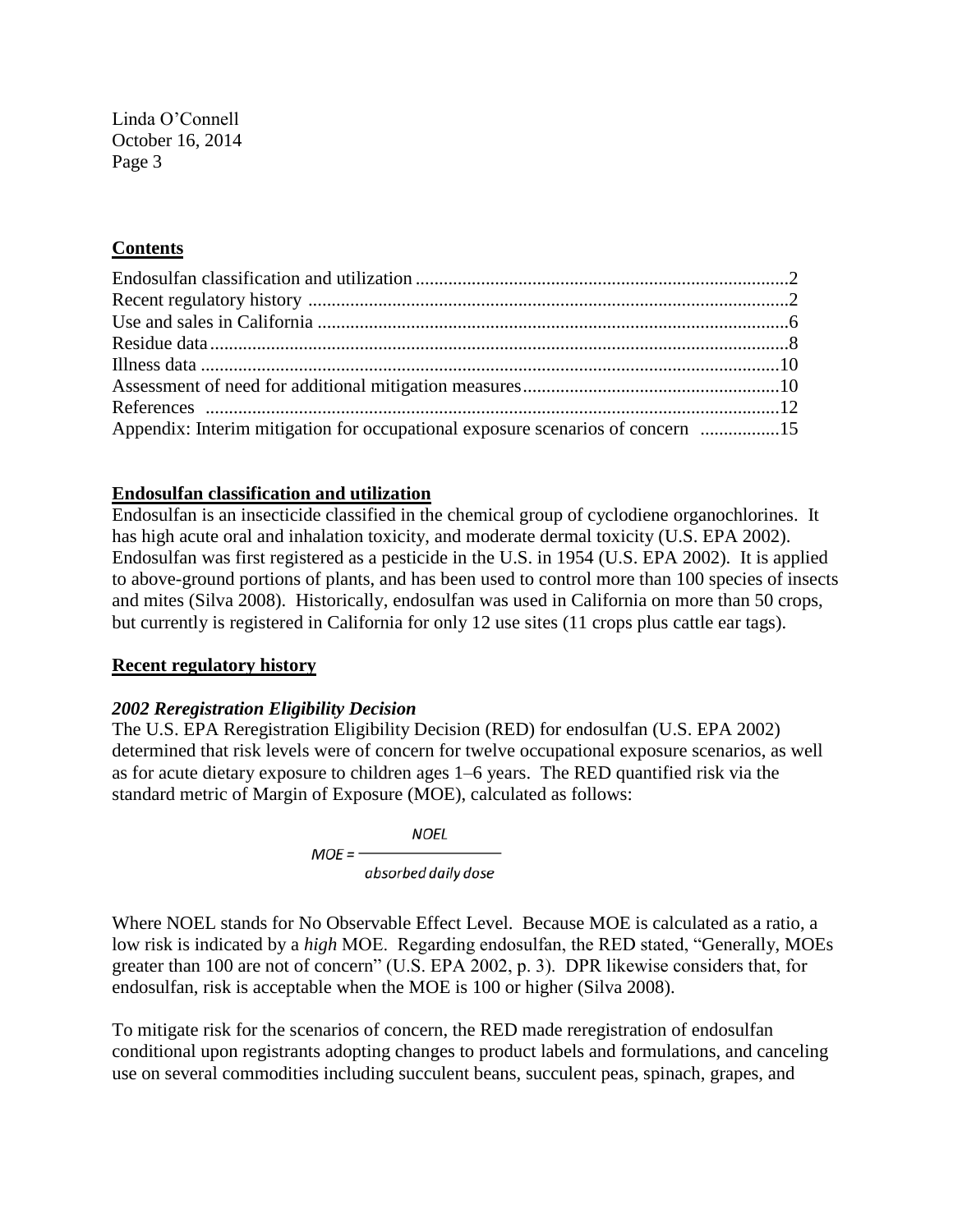## Contents

Endosulfan classification and utilization ..............................................................................2
Recent regulatory history ......................................................................................................2
Use and sales in California ....................................................................................................6
Residue data ...........................................................................................................................8
Illness data ...........................................................................................................................10
Assessment of need for additional mitigation measures .......................................................10
References ...........................................................................................................................12
Appendix: Interim mitigation for occupational exposure scenarios of concern ................15

## Endosulfan classification and utilization

Endosulfan is an insecticide classified in the chemical group of cyclodiene organochlorines. It has high acute oral and inhalation toxicity, and moderate dermal toxicity (U.S. EPA 2002). Endosulfan was first registered as a pesticide in the U.S. in 1954 (U.S. EPA 2002). It is applied to above-ground portions of plants, and has been used to control more than 100 species of insects and mites (Silva 2008). Historically, endosulfan was used in California on more than 50 crops, but currently is registered in California for only 12 use sites (11 crops plus cattle ear tags).

## Recent regulatory history

### *2002 Reregistration Eligibility Decision*

The U.S. EPA Reregistration Eligibility Decision (RED) for endosulfan (U.S. EPA 2002) determined that risk levels were of concern for twelve occupational exposure scenarios, as well as for acute dietary exposure to children ages 1–6 years. The RED quantified risk via the standard metric of Margin of Exposure (MOE), calculated as follows:

$$MOE = \frac{NOEL}{absorbed\ daily\ dose}$$

Where NOEL stands for No Observable Effect Level. Because MOE is calculated as a ratio, a low risk is indicated by a *high* MOE. Regarding endosulfan, the RED stated, "Generally, MOEs greater than 100 are not of concern" (U.S. EPA 2002, p. 3). DPR likewise considers that, for endosulfan, risk is acceptable when the MOE is 100 or higher (Silva 2008).

To mitigate risk for the scenarios of concern, the RED made reregistration of endosulfan conditional upon registrants adopting changes to product labels and formulations, and canceling use on several commodities including succulent beans, succulent peas, spinach, grapes, and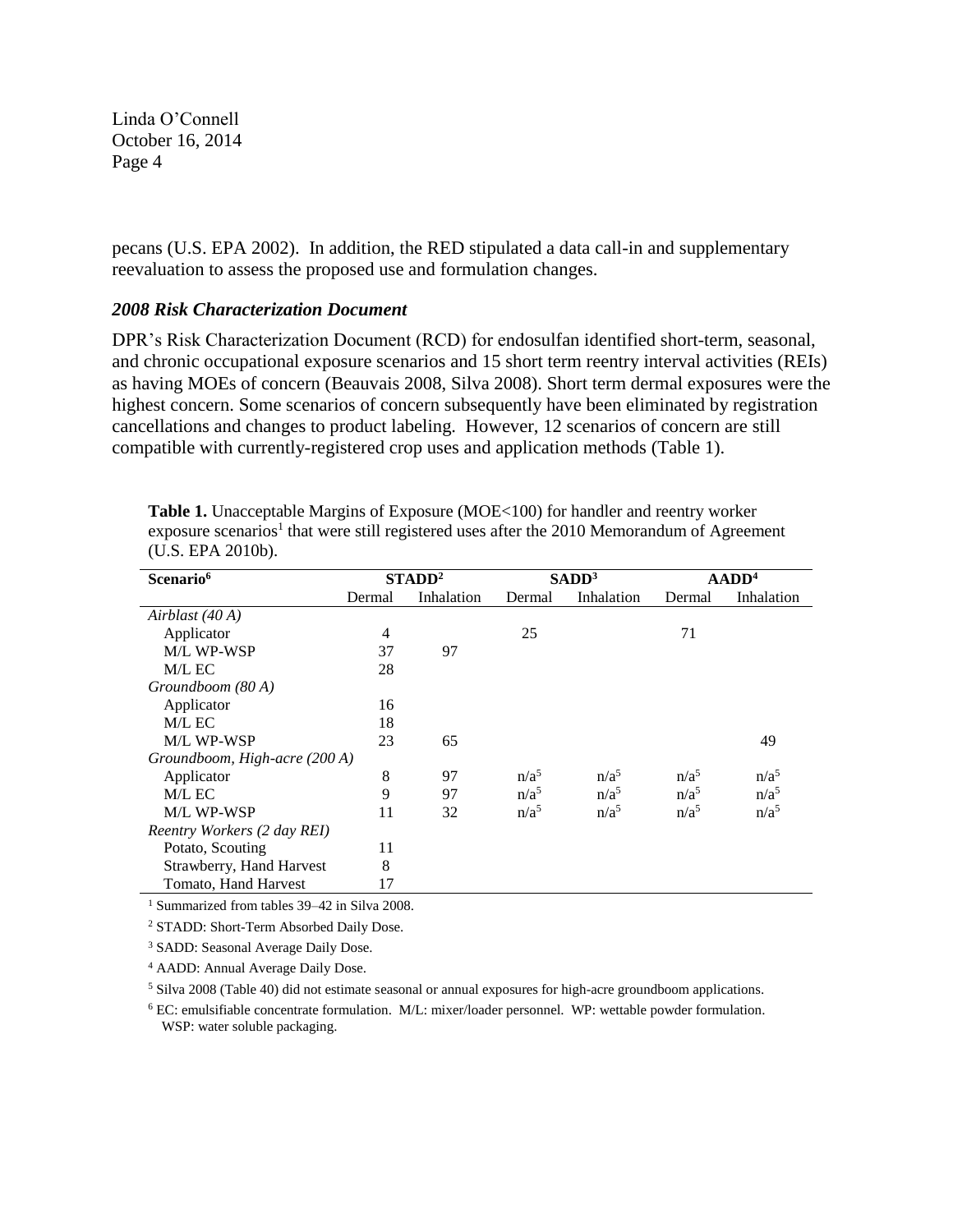pecans (U.S. EPA 2002). In addition, the RED stipulated a data call-in and supplementary reevaluation to assess the proposed use and formulation changes.

### *2008 Risk Characterization Document*

DPR's Risk Characterization Document (RCD) for endosulfan identified short-term, seasonal, and chronic occupational exposure scenarios and 15 short term reentry interval activities (REIs) as having MOEs of concern (Beauvais 2008, Silva 2008). Short term dermal exposures were the highest concern. Some scenarios of concern subsequently have been eliminated by registration cancellations and changes to product labeling. However, 12 scenarios of concern are still compatible with currently-registered crop uses and application methods (Table 1).

**Table 1.** Unacceptable Margins of Exposure (MOE<100) for handler and reentry worker exposure scenarios[1] that were still registered uses after the 2010 Memorandum of Agreement (U.S. EPA 2010b).

| Scenario[6] | STADD[2] | | SADD[3] | | AADD[4] | |
|---|---|---|---|---|---|---|
| | Dermal | Inhalation | Dermal | Inhalation | Dermal | Inhalation |
| *Airblast (40 A)* | | | | | | |
| Applicator | 4 | | 25 | | 71 | |
| M/L WP-WSP | 37 | 97 | | | | |
| M/L EC | 28 | | | | | |
| *Groundboom (80 A)* | | | | | | |
| Applicator | 16 | | | | | |
| M/L EC | 18 | | | | | |
| M/L WP-WSP | 23 | 65 | | | | 49 |
| *Groundboom, High-acre (200 A)* | | | | | | |
| Applicator | 8 | 97 | n/a[5] | n/a[5] | n/a[5] | n/a[5] |
| M/L EC | 9 | 97 | n/a[5] | n/a[5] | n/a[5] | n/a[5] |
| M/L WP-WSP | 11 | 32 | n/a[5] | n/a[5] | n/a[5] | n/a[5] |
| *Reentry Workers (2 day REI)* | | | | | | |
| Potato, Scouting | 11 | | | | | |
| Strawberry, Hand Harvest | 8 | | | | | |
| Tomato, Hand Harvest | 17 | | | | | |

[1] Summarized from tables 39–42 in Silva 2008.

[2] STADD: Short-Term Absorbed Daily Dose.

[3] SADD: Seasonal Average Daily Dose.

[4] AADD: Annual Average Daily Dose.

[5] Silva 2008 (Table 40) did not estimate seasonal or annual exposures for high-acre groundboom applications.

[6] EC: emulsifiable concentrate formulation. M/L: mixer/loader personnel. WP: wettable powder formulation. WSP: water soluble packaging.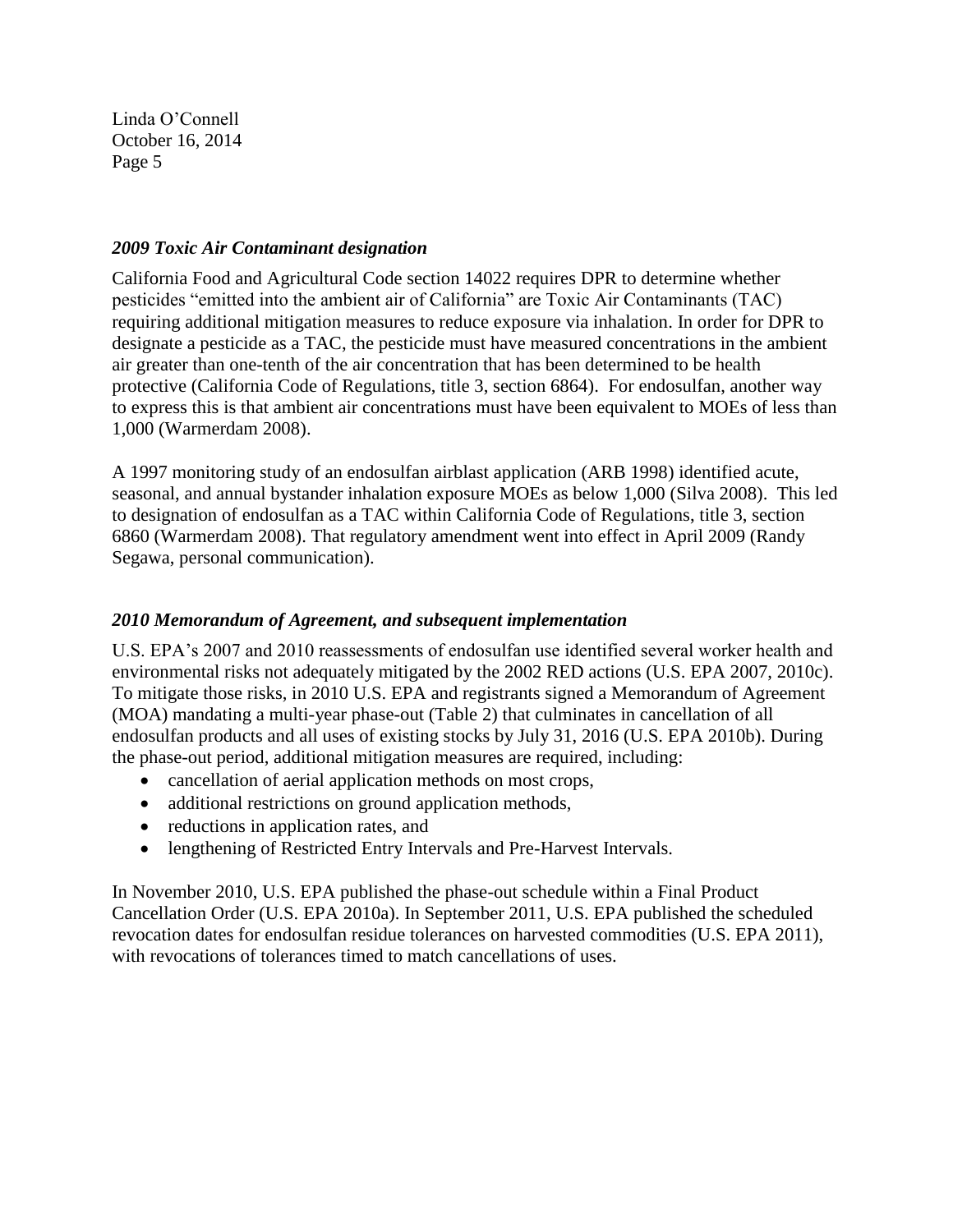### *2009 Toxic Air Contaminant designation*

California Food and Agricultural Code section 14022 requires DPR to determine whether pesticides "emitted into the ambient air of California" are Toxic Air Contaminants (TAC) requiring additional mitigation measures to reduce exposure via inhalation. In order for DPR to designate a pesticide as a TAC, the pesticide must have measured concentrations in the ambient air greater than one-tenth of the air concentration that has been determined to be health protective (California Code of Regulations, title 3, section 6864). For endosulfan, another way to express this is that ambient air concentrations must have been equivalent to MOEs of less than 1,000 (Warmerdam 2008).

A 1997 monitoring study of an endosulfan airblast application (ARB 1998) identified acute, seasonal, and annual bystander inhalation exposure MOEs as below 1,000 (Silva 2008). This led to designation of endosulfan as a TAC within California Code of Regulations, title 3, section 6860 (Warmerdam 2008). That regulatory amendment went into effect in April 2009 (Randy Segawa, personal communication).

### *2010 Memorandum of Agreement, and subsequent implementation*

U.S. EPA's 2007 and 2010 reassessments of endosulfan use identified several worker health and environmental risks not adequately mitigated by the 2002 RED actions (U.S. EPA 2007, 2010c). To mitigate those risks, in 2010 U.S. EPA and registrants signed a Memorandum of Agreement (MOA) mandating a multi-year phase-out (Table 2) that culminates in cancellation of all endosulfan products and all uses of existing stocks by July 31, 2016 (U.S. EPA 2010b). During the phase-out period, additional mitigation measures are required, including:

- cancellation of aerial application methods on most crops,
- additional restrictions on ground application methods,
- reductions in application rates, and
- lengthening of Restricted Entry Intervals and Pre-Harvest Intervals.

In November 2010, U.S. EPA published the phase-out schedule within a Final Product Cancellation Order (U.S. EPA 2010a). In September 2011, U.S. EPA published the scheduled revocation dates for endosulfan residue tolerances on harvested commodities (U.S. EPA 2011), with revocations of tolerances timed to match cancellations of uses.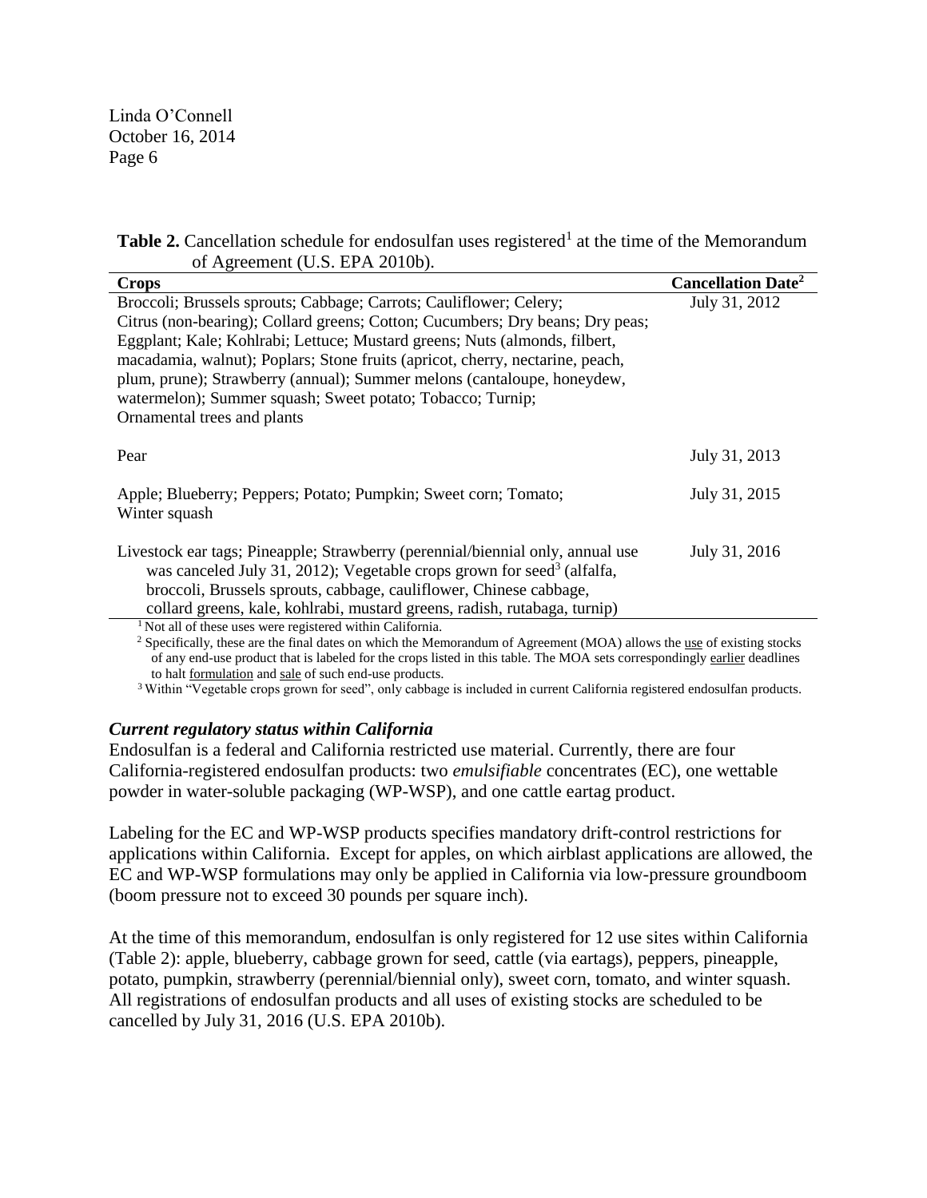**Table 2.** Cancellation schedule for endosulfan uses registered[1] at the time of the Memorandum of Agreement (U.S. EPA 2010b).

| Crops | Cancellation Date[2] |
| --- | --- |
| Broccoli; Brussels sprouts; Cabbage; Carrots; Cauliflower; Celery; Citrus (non-bearing); Collard greens; Cotton; Cucumbers; Dry beans; Dry peas; Eggplant; Kale; Kohlrabi; Lettuce; Mustard greens; Nuts (almonds, filbert, macadamia, walnut); Poplars; Stone fruits (apricot, cherry, nectarine, peach, plum, prune); Strawberry (annual); Summer melons (cantaloupe, honeydew, watermelon); Summer squash; Sweet potato; Tobacco; Turnip; Ornamental trees and plants | July 31, 2012 |
| Pear | July 31, 2013 |
| Apple; Blueberry; Peppers; Potato; Pumpkin; Sweet corn; Tomato; Winter squash | July 31, 2015 |
| Livestock ear tags; Pineapple; Strawberry (perennial/biennial only, annual use was canceled July 31, 2012); Vegetable crops grown for seed[3] (alfalfa, broccoli, Brussels sprouts, cabbage, cauliflower, Chinese cabbage, collard greens, kale, kohlrabi, mustard greens, radish, rutabaga, turnip) | July 31, 2016 |

[1] Not all of these uses were registered within California.

[2] Specifically, these are the final dates on which the Memorandum of Agreement (MOA) allows the use of existing stocks of any end-use product that is labeled for the crops listed in this table. The MOA sets correspondingly earlier deadlines to halt formulation and sale of such end-use products.

[3] Within "Vegetable crops grown for seed", only cabbage is included in current California registered endosulfan products.

### *Current regulatory status within California*

Endosulfan is a federal and California restricted use material. Currently, there are four California-registered endosulfan products: two *emulsifiable* concentrates (EC), one wettable powder in water-soluble packaging (WP-WSP), and one cattle eartag product.

Labeling for the EC and WP-WSP products specifies mandatory drift-control restrictions for applications within California. Except for apples, on which airblast applications are allowed, the EC and WP-WSP formulations may only be applied in California via low-pressure groundboom (boom pressure not to exceed 30 pounds per square inch).

At the time of this memorandum, endosulfan is only registered for 12 use sites within California (Table 2): apple, blueberry, cabbage grown for seed, cattle (via eartags), peppers, pineapple, potato, pumpkin, strawberry (perennial/biennial only), sweet corn, tomato, and winter squash. All registrations of endosulfan products and all uses of existing stocks are scheduled to be cancelled by July 31, 2016 (U.S. EPA 2010b).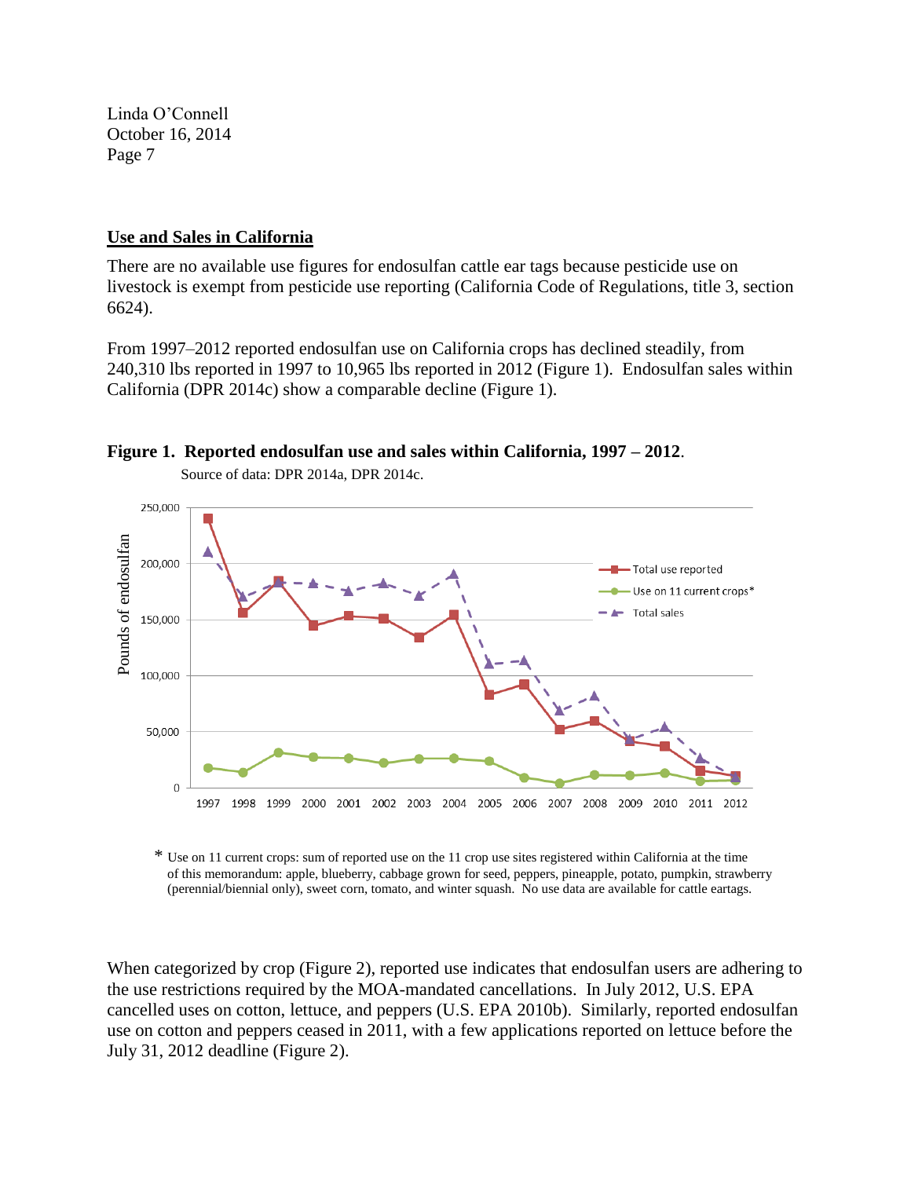## Use and Sales in California

There are no available use figures for endosulfan cattle ear tags because pesticide use on livestock is exempt from pesticide use reporting (California Code of Regulations, title 3, section 6624).

From 1997–2012 reported endosulfan use on California crops has declined steadily, from 240,310 lbs reported in 1997 to 10,965 lbs reported in 2012 (Figure 1). Endosulfan sales within California (DPR 2014c) show a comparable decline (Figure 1).

**Figure 1. Reported endosulfan use and sales within California, 1997 – 2012**.

Source of data: DPR 2014a, DPR 2014c.

\* Use on 11 current crops: sum of reported use on the 11 crop use sites registered within California at the time of this memorandum: apple, blueberry, cabbage grown for seed, peppers, pineapple, potato, pumpkin, strawberry (perennial/biennial only), sweet corn, tomato, and winter squash. No use data are available for cattle eartags.

When categorized by crop (Figure 2), reported use indicates that endosulfan users are adhering to the use restrictions required by the MOA-mandated cancellations. In July 2012, U.S. EPA cancelled uses on cotton, lettuce, and peppers (U.S. EPA 2010b). Similarly, reported endosulfan use on cotton and peppers ceased in 2011, with a few applications reported on lettuce before the July 31, 2012 deadline (Figure 2).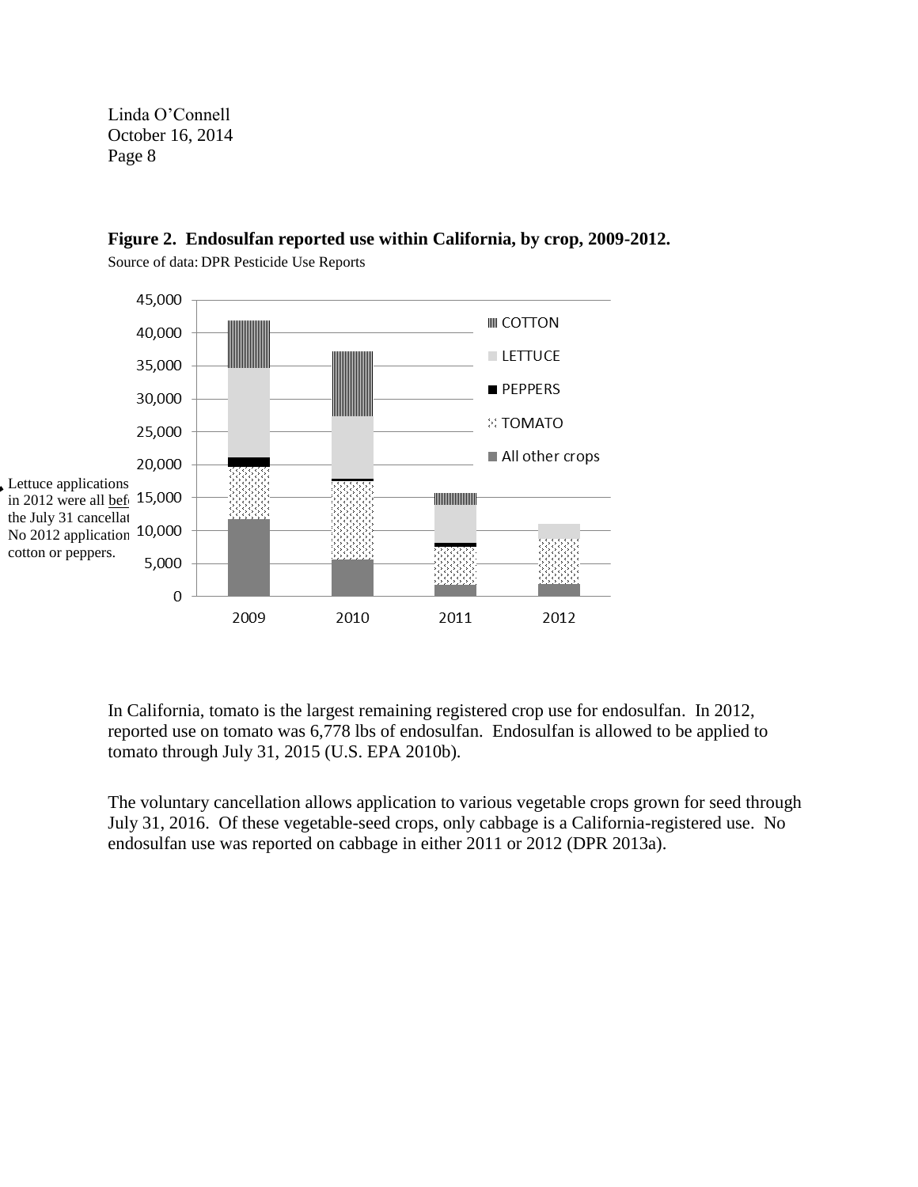**Figure 2. Endosulfan reported use within California, by crop, 2009-2012.**

Source of data: DPR Pesticide Use Reports

Lettuce applications in 2012 were all before the July 31 cancellation. No 2012 applications to cotton or peppers.

In California, tomato is the largest remaining registered crop use for endosulfan. In 2012, reported use on tomato was 6,778 lbs of endosulfan. Endosulfan is allowed to be applied to tomato through July 31, 2015 (U.S. EPA 2010b).

The voluntary cancellation allows application to various vegetable crops grown for seed through July 31, 2016. Of these vegetable-seed crops, only cabbage is a California-registered use. No endosulfan use was reported on cabbage in either 2011 or 2012 (DPR 2013a).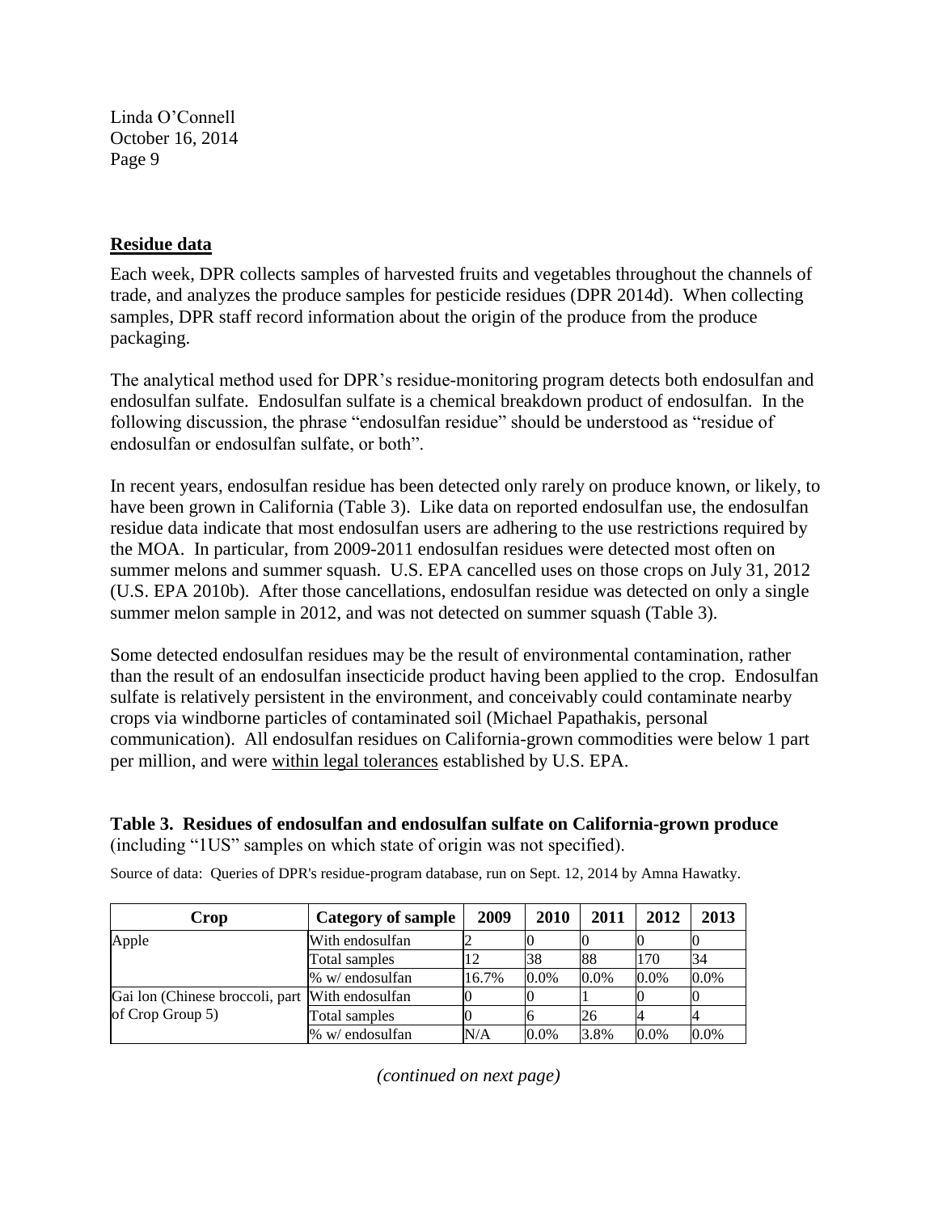## Residue data

Each week, DPR collects samples of harvested fruits and vegetables throughout the channels of trade, and analyzes the produce samples for pesticide residues (DPR 2014d). When collecting samples, DPR staff record information about the origin of the produce from the produce packaging.

The analytical method used for DPR's residue-monitoring program detects both endosulfan and endosulfan sulfate. Endosulfan sulfate is a chemical breakdown product of endosulfan. In the following discussion, the phrase "endosulfan residue" should be understood as "residue of endosulfan or endosulfan sulfate, or both".

In recent years, endosulfan residue has been detected only rarely on produce known, or likely, to have been grown in California (Table 3). Like data on reported endosulfan use, the endosulfan residue data indicate that most endosulfan users are adhering to the use restrictions required by the MOA. In particular, from 2009-2011 endosulfan residues were detected most often on summer melons and summer squash. U.S. EPA cancelled uses on those crops on July 31, 2012 (U.S. EPA 2010b). After those cancellations, endosulfan residue was detected on only a single summer melon sample in 2012, and was not detected on summer squash (Table 3).

Some detected endosulfan residues may be the result of environmental contamination, rather than the result of an endosulfan insecticide product having been applied to the crop. Endosulfan sulfate is relatively persistent in the environment, and conceivably could contaminate nearby crops via windborne particles of contaminated soil (Michael Papathakis, personal communication). All endosulfan residues on California-grown commodities were below 1 part per million, and were within legal tolerances established by U.S. EPA.

**Table 3. Residues of endosulfan and endosulfan sulfate on California-grown produce** (including "1US" samples on which state of origin was not specified).

Source of data: Queries of DPR's residue-program database, run on Sept. 12, 2014 by Amna Hawatky.

| Crop | Category of sample | 2009 | 2010 | 2011 | 2012 | 2013 |
|---|---|---|---|---|---|---|
| Apple | With endosulfan | 2 | 0 | 0 | 0 | 0 |
| | Total samples | 12 | 38 | 88 | 170 | 34 |
| | % w/ endosulfan | 16.7% | 0.0% | 0.0% | 0.0% | 0.0% |
| Gai lon (Chinese broccoli, part of Crop Group 5) | With endosulfan | 0 | 0 | 1 | 0 | 0 |
| | Total samples | 0 | 6 | 26 | 4 | 4 |
| | % w/ endosulfan | N/A | 0.0% | 3.8% | 0.0% | 0.0% |

*(continued on next page)*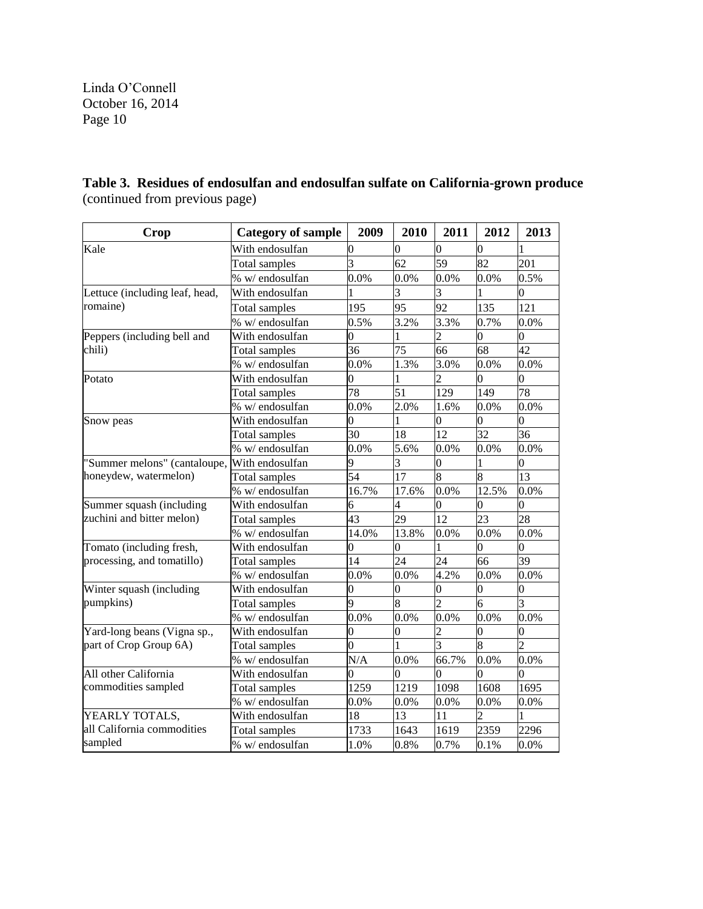Linda O'Connell
October 16, 2014
Page 10

**Table 3. Residues of endosulfan and endosulfan sulfate on California-grown produce** (continued from previous page)

| Crop | Category of sample | 2009 | 2010 | 2011 | 2012 | 2013 |
|---|---|---|---|---|---|---|
| Kale | With endosulfan | 0 | 0 | 0 | 0 | 1 |
| | Total samples | 3 | 62 | 59 | 82 | 201 |
| | % w/ endosulfan | 0.0% | 0.0% | 0.0% | 0.0% | 0.5% |
| Lettuce (including leaf, head, romaine) | With endosulfan | 1 | 3 | 3 | 1 | 0 |
| | Total samples | 195 | 95 | 92 | 135 | 121 |
| | % w/ endosulfan | 0.5% | 3.2% | 3.3% | 0.7% | 0.0% |
| Peppers (including bell and chili) | With endosulfan | 0 | 1 | 2 | 0 | 0 |
| | Total samples | 36 | 75 | 66 | 68 | 42 |
| | % w/ endosulfan | 0.0% | 1.3% | 3.0% | 0.0% | 0.0% |
| Potato | With endosulfan | 0 | 1 | 2 | 0 | 0 |
| | Total samples | 78 | 51 | 129 | 149 | 78 |
| | % w/ endosulfan | 0.0% | 2.0% | 1.6% | 0.0% | 0.0% |
| Snow peas | With endosulfan | 0 | 1 | 0 | 0 | 0 |
| | Total samples | 30 | 18 | 12 | 32 | 36 |
| | % w/ endosulfan | 0.0% | 5.6% | 0.0% | 0.0% | 0.0% |
| "Summer melons" (cantaloupe, honeydew, watermelon) | With endosulfan | 9 | 3 | 0 | 1 | 0 |
| | Total samples | 54 | 17 | 8 | 8 | 13 |
| | % w/ endosulfan | 16.7% | 17.6% | 0.0% | 12.5% | 0.0% |
| Summer squash (including zuchini and bitter melon) | With endosulfan | 6 | 4 | 0 | 0 | 0 |
| | Total samples | 43 | 29 | 12 | 23 | 28 |
| | % w/ endosulfan | 14.0% | 13.8% | 0.0% | 0.0% | 0.0% |
| Tomato (including fresh, processing, and tomatillo) | With endosulfan | 0 | 0 | 1 | 0 | 0 |
| | Total samples | 14 | 24 | 24 | 66 | 39 |
| | % w/ endosulfan | 0.0% | 0.0% | 4.2% | 0.0% | 0.0% |
| Winter squash (including pumpkins) | With endosulfan | 0 | 0 | 0 | 0 | 0 |
| | Total samples | 9 | 8 | 2 | 6 | 3 |
| | % w/ endosulfan | 0.0% | 0.0% | 0.0% | 0.0% | 0.0% |
| Yard-long beans (Vigna sp., part of Crop Group 6A) | With endosulfan | 0 | 0 | 2 | 0 | 0 |
| | Total samples | 0 | 1 | 3 | 8 | 2 |
| | % w/ endosulfan | N/A | 0.0% | 66.7% | 0.0% | 0.0% |
| All other California commodities sampled | With endosulfan | 0 | 0 | 0 | 0 | 0 |
| | Total samples | 1259 | 1219 | 1098 | 1608 | 1695 |
| | % w/ endosulfan | 0.0% | 0.0% | 0.0% | 0.0% | 0.0% |
| YEARLY TOTALS, all California commodities sampled | With endosulfan | 18 | 13 | 11 | 2 | 1 |
| | Total samples | 1733 | 1643 | 1619 | 2359 | 2296 |
| | % w/ endosulfan | 1.0% | 0.8% | 0.7% | 0.1% | 0.0% |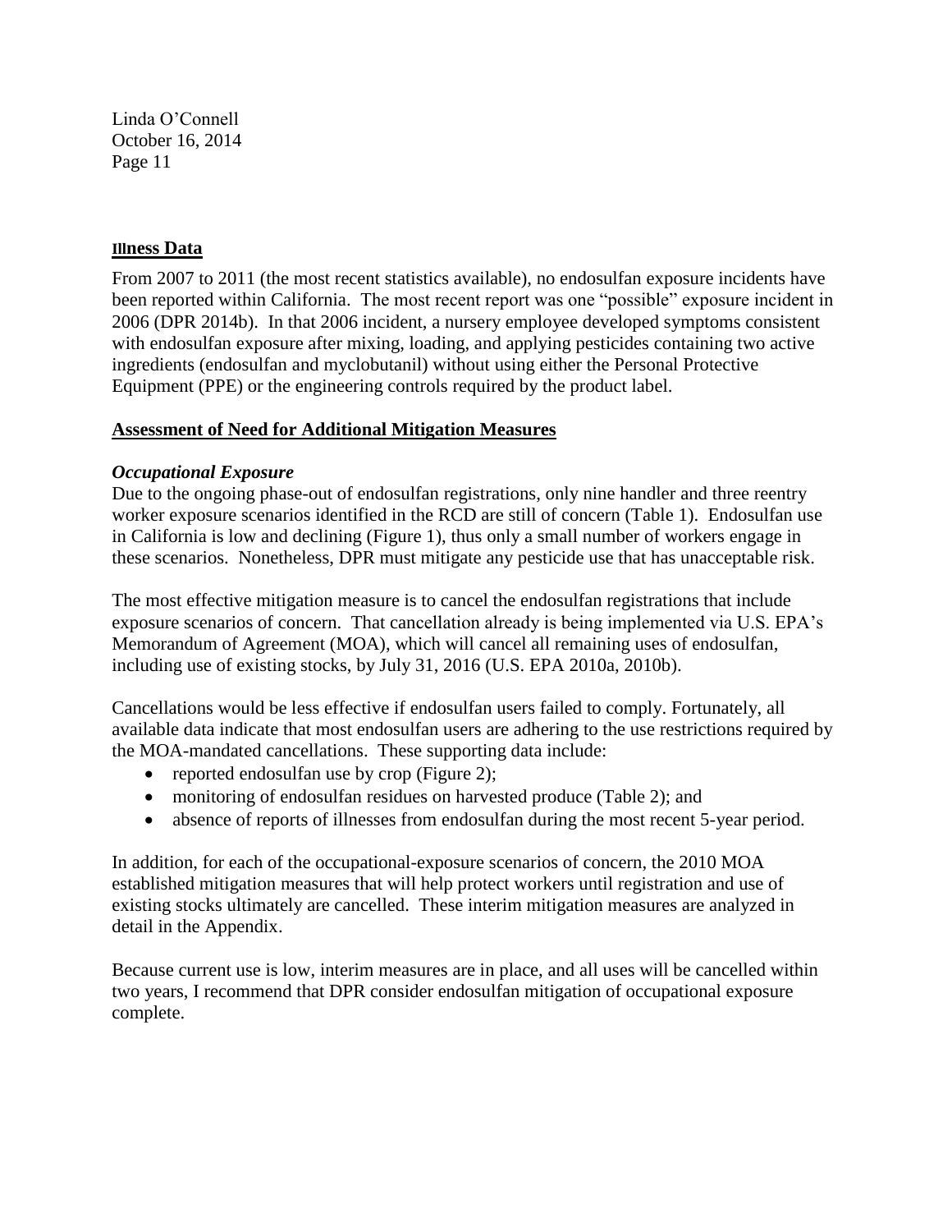## Illness Data

From 2007 to 2011 (the most recent statistics available), no endosulfan exposure incidents have been reported within California. The most recent report was one "possible" exposure incident in 2006 (DPR 2014b). In that 2006 incident, a nursery employee developed symptoms consistent with endosulfan exposure after mixing, loading, and applying pesticides containing two active ingredients (endosulfan and myclobutanil) without using either the Personal Protective Equipment (PPE) or the engineering controls required by the product label.

## Assessment of Need for Additional Mitigation Measures

### *Occupational Exposure*

Due to the ongoing phase-out of endosulfan registrations, only nine handler and three reentry worker exposure scenarios identified in the RCD are still of concern (Table 1). Endosulfan use in California is low and declining (Figure 1), thus only a small number of workers engage in these scenarios. Nonetheless, DPR must mitigate any pesticide use that has unacceptable risk.

The most effective mitigation measure is to cancel the endosulfan registrations that include exposure scenarios of concern. That cancellation already is being implemented via U.S. EPA's Memorandum of Agreement (MOA), which will cancel all remaining uses of endosulfan, including use of existing stocks, by July 31, 2016 (U.S. EPA 2010a, 2010b).

Cancellations would be less effective if endosulfan users failed to comply. Fortunately, all available data indicate that most endosulfan users are adhering to the use restrictions required by the MOA-mandated cancellations. These supporting data include:

- reported endosulfan use by crop (Figure 2);
- monitoring of endosulfan residues on harvested produce (Table 2); and
- absence of reports of illnesses from endosulfan during the most recent 5-year period.

In addition, for each of the occupational-exposure scenarios of concern, the 2010 MOA established mitigation measures that will help protect workers until registration and use of existing stocks ultimately are cancelled. These interim mitigation measures are analyzed in detail in the Appendix.

Because current use is low, interim measures are in place, and all uses will be cancelled within two years, I recommend that DPR consider endosulfan mitigation of occupational exposure complete.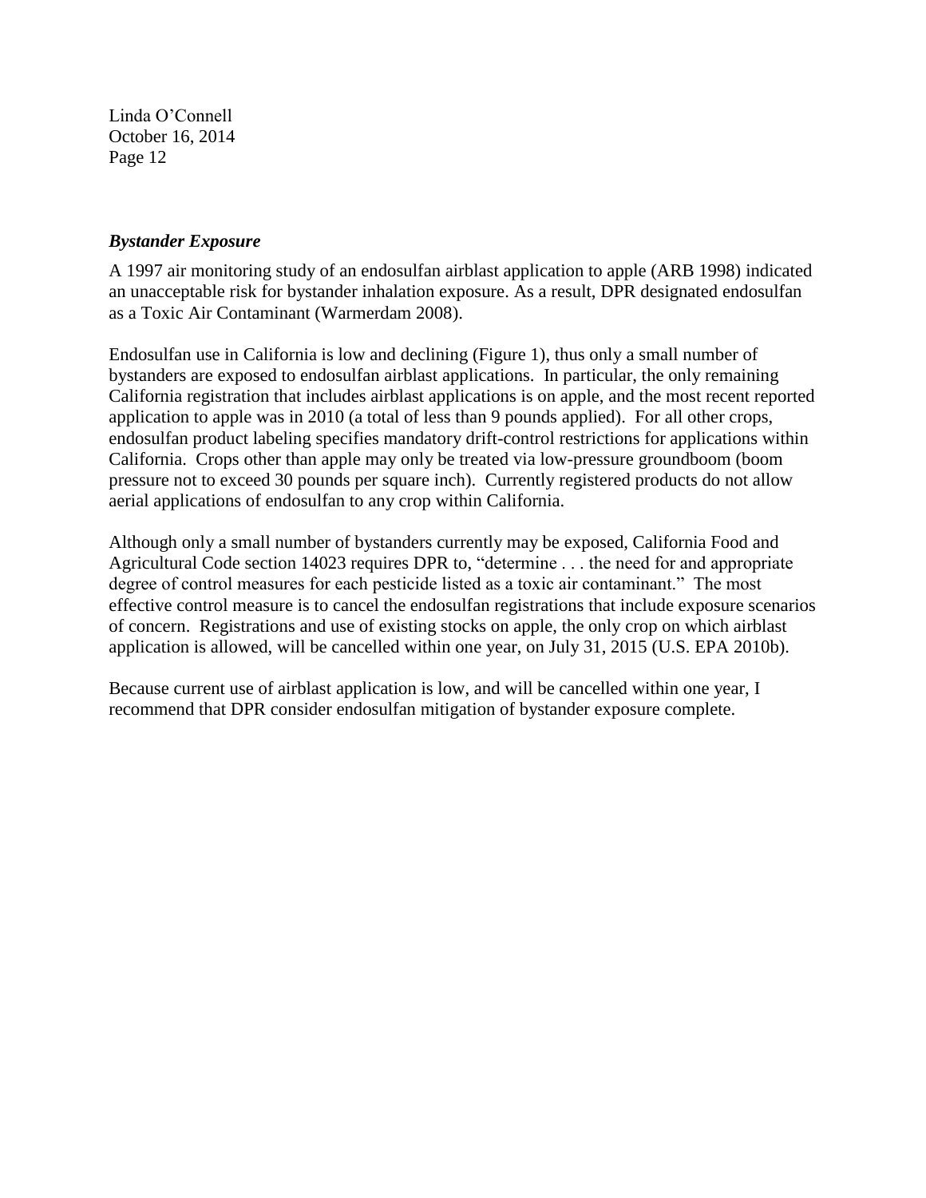### *Bystander Exposure*

A 1997 air monitoring study of an endosulfan airblast application to apple (ARB 1998) indicated an unacceptable risk for bystander inhalation exposure. As a result, DPR designated endosulfan as a Toxic Air Contaminant (Warmerdam 2008).

Endosulfan use in California is low and declining (Figure 1), thus only a small number of bystanders are exposed to endosulfan airblast applications. In particular, the only remaining California registration that includes airblast applications is on apple, and the most recent reported application to apple was in 2010 (a total of less than 9 pounds applied). For all other crops, endosulfan product labeling specifies mandatory drift-control restrictions for applications within California. Crops other than apple may only be treated via low-pressure groundboom (boom pressure not to exceed 30 pounds per square inch). Currently registered products do not allow aerial applications of endosulfan to any crop within California.

Although only a small number of bystanders currently may be exposed, California Food and Agricultural Code section 14023 requires DPR to, "determine . . . the need for and appropriate degree of control measures for each pesticide listed as a toxic air contaminant." The most effective control measure is to cancel the endosulfan registrations that include exposure scenarios of concern. Registrations and use of existing stocks on apple, the only crop on which airblast application is allowed, will be cancelled within one year, on July 31, 2015 (U.S. EPA 2010b).

Because current use of airblast application is low, and will be cancelled within one year, I recommend that DPR consider endosulfan mitigation of bystander exposure complete.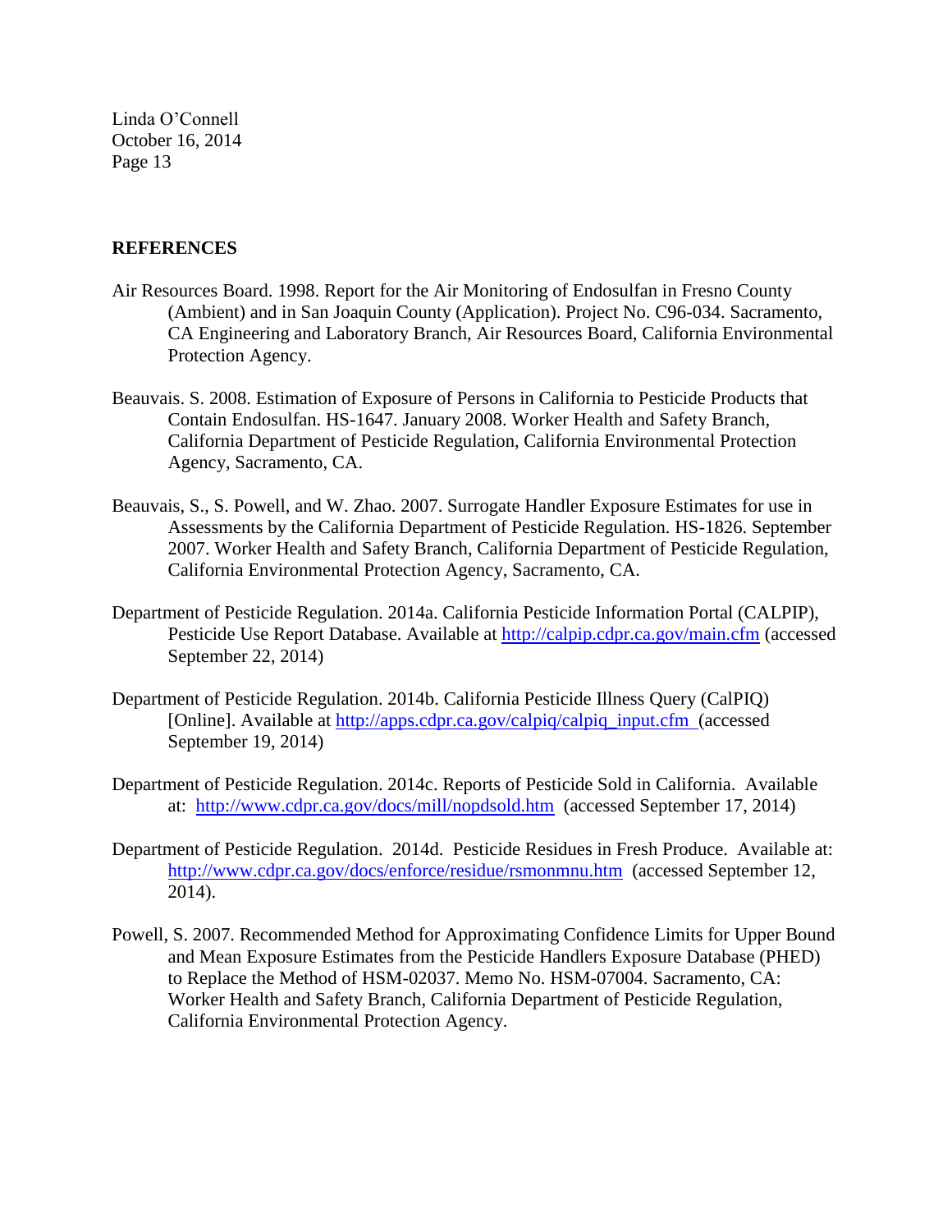## REFERENCES

Air Resources Board. 1998. Report for the Air Monitoring of Endosulfan in Fresno County (Ambient) and in San Joaquin County (Application). Project No. C96-034. Sacramento, CA Engineering and Laboratory Branch, Air Resources Board, California Environmental Protection Agency.

Beauvais. S. 2008. Estimation of Exposure of Persons in California to Pesticide Products that Contain Endosulfan. HS-1647. January 2008. Worker Health and Safety Branch, California Department of Pesticide Regulation, California Environmental Protection Agency, Sacramento, CA.

Beauvais, S., S. Powell, and W. Zhao. 2007. Surrogate Handler Exposure Estimates for use in Assessments by the California Department of Pesticide Regulation. HS-1826. September 2007. Worker Health and Safety Branch, California Department of Pesticide Regulation, California Environmental Protection Agency, Sacramento, CA.

Department of Pesticide Regulation. 2014a. California Pesticide Information Portal (CALPIP), Pesticide Use Report Database. Available at http://calpip.cdpr.ca.gov/main.cfm (accessed September 22, 2014)

Department of Pesticide Regulation. 2014b. California Pesticide Illness Query (CalPIQ) [Online]. Available at http://apps.cdpr.ca.gov/calpiq/calpiq_input.cfm (accessed September 19, 2014)

Department of Pesticide Regulation. 2014c. Reports of Pesticide Sold in California. Available at: http://www.cdpr.ca.gov/docs/mill/nopdsold.htm (accessed September 17, 2014)

Department of Pesticide Regulation. 2014d. Pesticide Residues in Fresh Produce. Available at: http://www.cdpr.ca.gov/docs/enforce/residue/rsmonmnu.htm (accessed September 12, 2014).

Powell, S. 2007. Recommended Method for Approximating Confidence Limits for Upper Bound and Mean Exposure Estimates from the Pesticide Handlers Exposure Database (PHED) to Replace the Method of HSM-02037. Memo No. HSM-07004. Sacramento, CA: Worker Health and Safety Branch, California Department of Pesticide Regulation, California Environmental Protection Agency.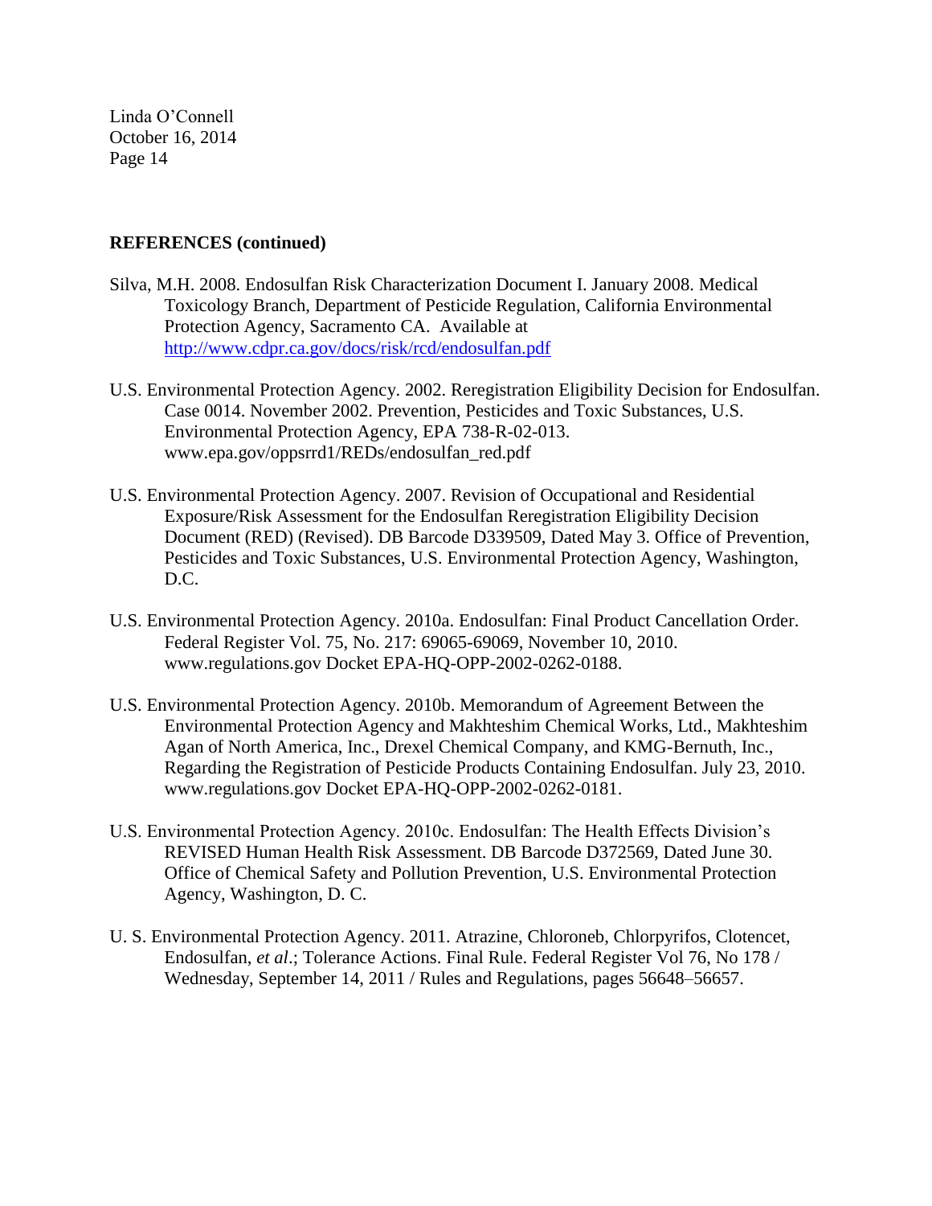**REFERENCES (continued)**

Silva, M.H. 2008. Endosulfan Risk Characterization Document I. January 2008. Medical Toxicology Branch, Department of Pesticide Regulation, California Environmental Protection Agency, Sacramento CA. Available at [http://www.cdpr.ca.gov/docs/risk/rcd/endosulfan.pdf](http://www.cdpr.ca.gov/docs/risk/rcd/endosulfan.pdf)

U.S. Environmental Protection Agency. 2002. Reregistration Eligibility Decision for Endosulfan. Case 0014. November 2002. Prevention, Pesticides and Toxic Substances, U.S. Environmental Protection Agency, EPA 738-R-02-013. www.epa.gov/oppsrrd1/REDs/endosulfan_red.pdf

U.S. Environmental Protection Agency. 2007. Revision of Occupational and Residential Exposure/Risk Assessment for the Endosulfan Reregistration Eligibility Decision Document (RED) (Revised). DB Barcode D339509, Dated May 3. Office of Prevention, Pesticides and Toxic Substances, U.S. Environmental Protection Agency, Washington, D.C.

U.S. Environmental Protection Agency. 2010a. Endosulfan: Final Product Cancellation Order. Federal Register Vol. 75, No. 217: 69065-69069, November 10, 2010. www.regulations.gov Docket EPA-HQ-OPP-2002-0262-0188.

U.S. Environmental Protection Agency. 2010b. Memorandum of Agreement Between the Environmental Protection Agency and Makhteshim Chemical Works, Ltd., Makhteshim Agan of North America, Inc., Drexel Chemical Company, and KMG-Bernuth, Inc., Regarding the Registration of Pesticide Products Containing Endosulfan. July 23, 2010. www.regulations.gov Docket EPA-HQ-OPP-2002-0262-0181.

U.S. Environmental Protection Agency. 2010c. Endosulfan: The Health Effects Division's REVISED Human Health Risk Assessment. DB Barcode D372569, Dated June 30. Office of Chemical Safety and Pollution Prevention, U.S. Environmental Protection Agency, Washington, D. C.

U. S. Environmental Protection Agency. 2011. Atrazine, Chloroneb, Chlorpyrifos, Clotencet, Endosulfan, *et al*.; Tolerance Actions. Final Rule. Federal Register Vol 76, No 178 / Wednesday, September 14, 2011 / Rules and Regulations, pages 56648–56657.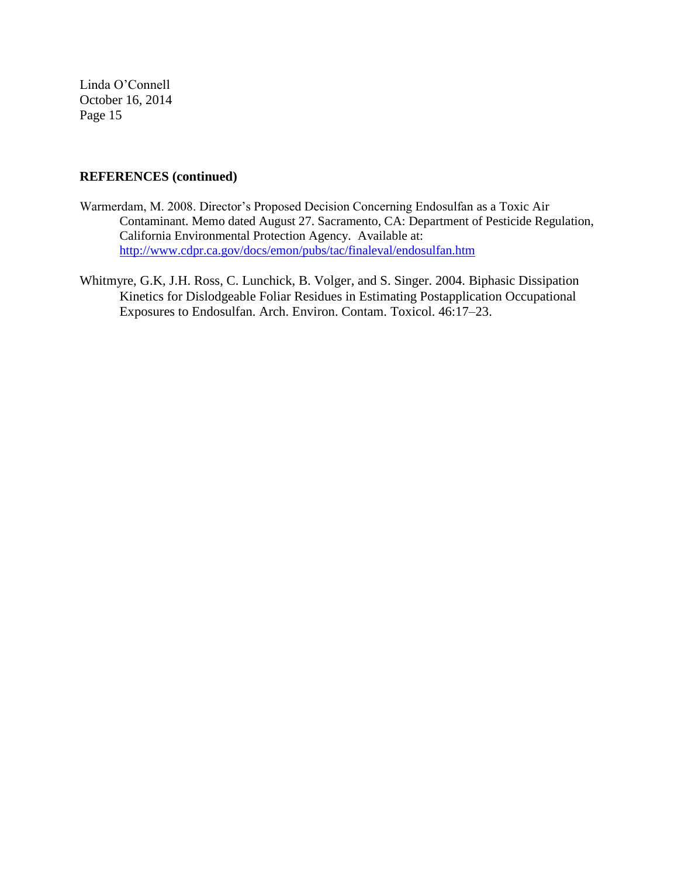**REFERENCES (continued)**

Warmerdam, M. 2008. Director's Proposed Decision Concerning Endosulfan as a Toxic Air Contaminant. Memo dated August 27. Sacramento, CA: Department of Pesticide Regulation, California Environmental Protection Agency. Available at: http://www.cdpr.ca.gov/docs/emon/pubs/tac/finaleval/endosulfan.htm

Whitmyre, G.K, J.H. Ross, C. Lunchick, B. Volger, and S. Singer. 2004. Biphasic Dissipation Kinetics for Dislodgeable Foliar Residues in Estimating Postapplication Occupational Exposures to Endosulfan. Arch. Environ. Contam. Toxicol. 46:17–23.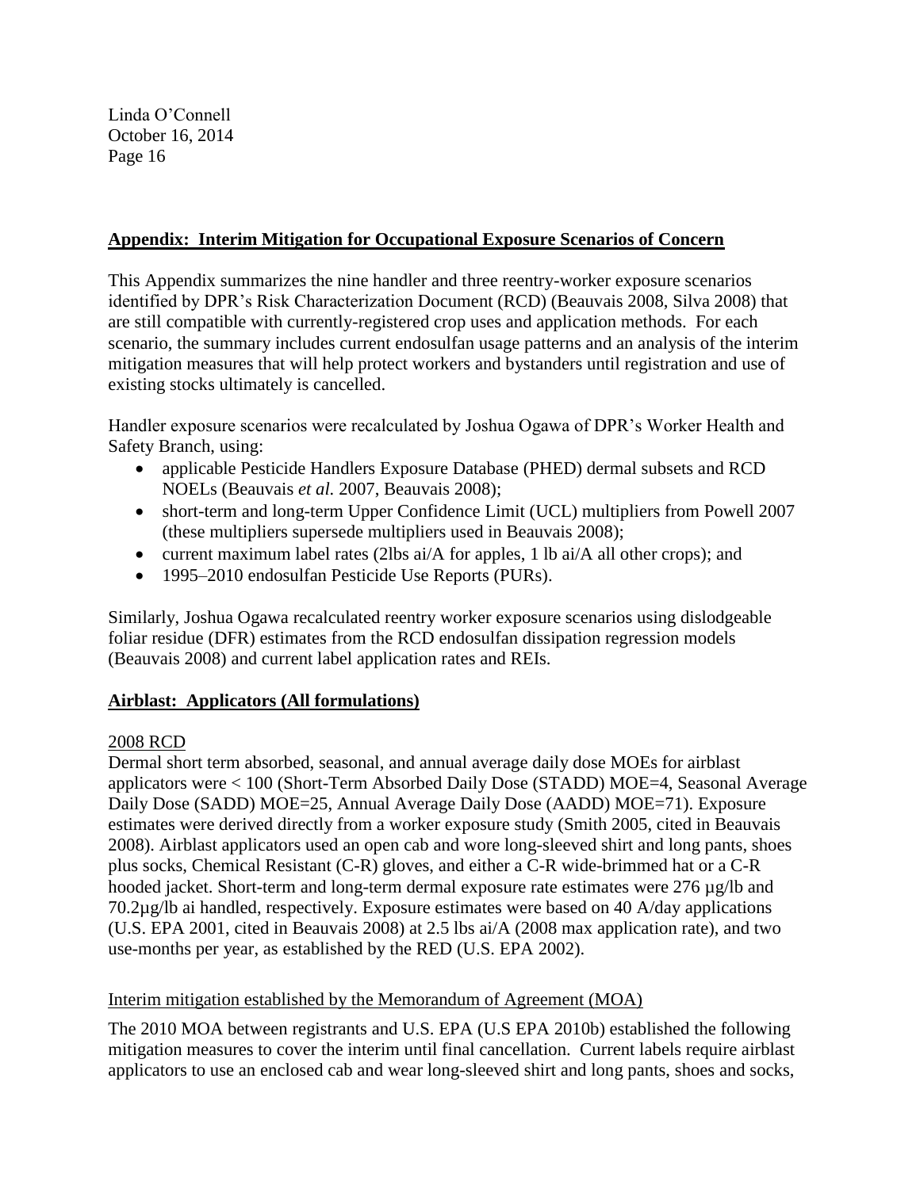## Appendix: Interim Mitigation for Occupational Exposure Scenarios of Concern

This Appendix summarizes the nine handler and three reentry-worker exposure scenarios identified by DPR's Risk Characterization Document (RCD) (Beauvais 2008, Silva 2008) that are still compatible with currently-registered crop uses and application methods. For each scenario, the summary includes current endosulfan usage patterns and an analysis of the interim mitigation measures that will help protect workers and bystanders until registration and use of existing stocks ultimately is cancelled.

Handler exposure scenarios were recalculated by Joshua Ogawa of DPR's Worker Health and Safety Branch, using:

- applicable Pesticide Handlers Exposure Database (PHED) dermal subsets and RCD NOELs (Beauvais *et al.* 2007, Beauvais 2008);
- short-term and long-term Upper Confidence Limit (UCL) multipliers from Powell 2007 (these multipliers supersede multipliers used in Beauvais 2008);
- current maximum label rates (2lbs ai/A for apples, 1 lb ai/A all other crops); and
- 1995–2010 endosulfan Pesticide Use Reports (PURs).

Similarly, Joshua Ogawa recalculated reentry worker exposure scenarios using dislodgeable foliar residue (DFR) estimates from the RCD endosulfan dissipation regression models (Beauvais 2008) and current label application rates and REIs.

### Airblast: Applicators (All formulations)

2008 RCD

Dermal short term absorbed, seasonal, and annual average daily dose MOEs for airblast applicators were < 100 (Short-Term Absorbed Daily Dose (STADD) MOE=4, Seasonal Average Daily Dose (SADD) MOE=25, Annual Average Daily Dose (AADD) MOE=71). Exposure estimates were derived directly from a worker exposure study (Smith 2005, cited in Beauvais 2008). Airblast applicators used an open cab and wore long-sleeved shirt and long pants, shoes plus socks, Chemical Resistant (C-R) gloves, and either a C-R wide-brimmed hat or a C-R hooded jacket. Short-term and long-term dermal exposure rate estimates were 276 µg/lb and 70.2µg/lb ai handled, respectively. Exposure estimates were based on 40 A/day applications (U.S. EPA 2001, cited in Beauvais 2008) at 2.5 lbs ai/A (2008 max application rate), and two use-months per year, as established by the RED (U.S. EPA 2002).

Interim mitigation established by the Memorandum of Agreement (MOA)

The 2010 MOA between registrants and U.S. EPA (U.S EPA 2010b) established the following mitigation measures to cover the interim until final cancellation. Current labels require airblast applicators to use an enclosed cab and wear long-sleeved shirt and long pants, shoes and socks,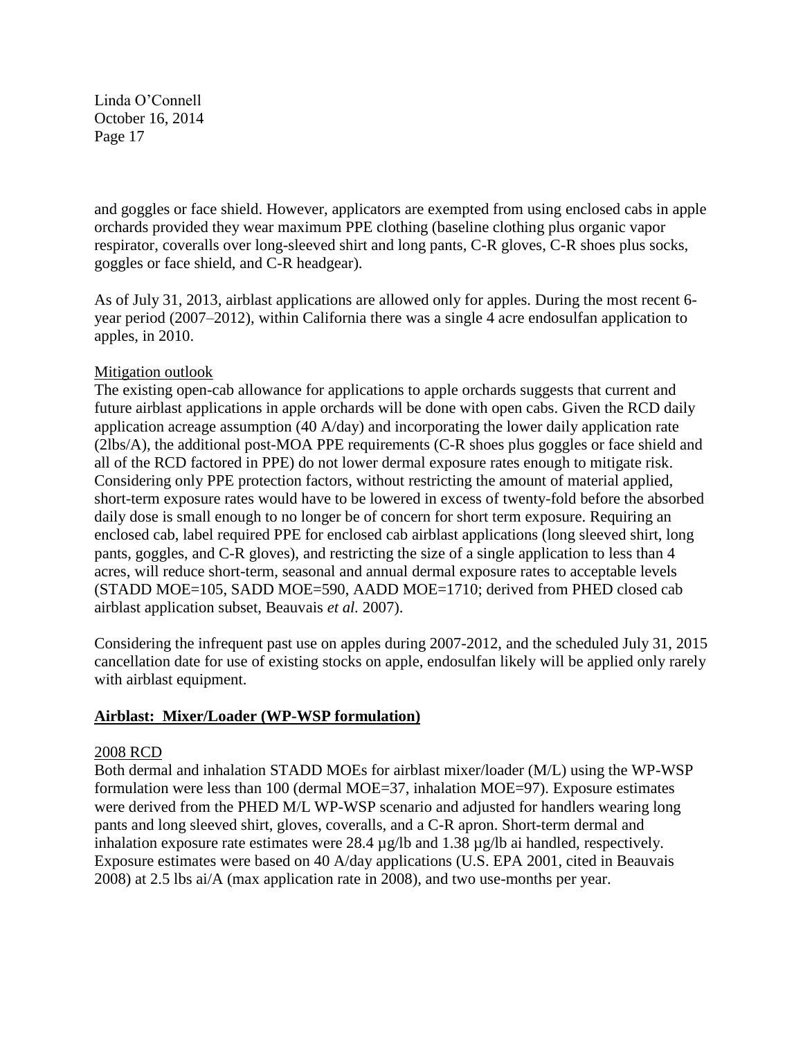and goggles or face shield. However, applicators are exempted from using enclosed cabs in apple orchards provided they wear maximum PPE clothing (baseline clothing plus organic vapor respirator, coveralls over long-sleeved shirt and long pants, C-R gloves, C-R shoes plus socks, goggles or face shield, and C-R headgear).

As of July 31, 2013, airblast applications are allowed only for apples. During the most recent 6-year period (2007–2012), within California there was a single 4 acre endosulfan application to apples, in 2010.

Mitigation outlook

The existing open-cab allowance for applications to apple orchards suggests that current and future airblast applications in apple orchards will be done with open cabs. Given the RCD daily application acreage assumption (40 A/day) and incorporating the lower daily application rate (2lbs/A), the additional post-MOA PPE requirements (C-R shoes plus goggles or face shield and all of the RCD factored in PPE) do not lower dermal exposure rates enough to mitigate risk. Considering only PPE protection factors, without restricting the amount of material applied, short-term exposure rates would have to be lowered in excess of twenty-fold before the absorbed daily dose is small enough to no longer be of concern for short term exposure. Requiring an enclosed cab, label required PPE for enclosed cab airblast applications (long sleeved shirt, long pants, goggles, and C-R gloves), and restricting the size of a single application to less than 4 acres, will reduce short-term, seasonal and annual dermal exposure rates to acceptable levels (STADD MOE=105, SADD MOE=590, AADD MOE=1710; derived from PHED closed cab airblast application subset, Beauvais *et al.* 2007).

Considering the infrequent past use on apples during 2007-2012, and the scheduled July 31, 2015 cancellation date for use of existing stocks on apple, endosulfan likely will be applied only rarely with airblast equipment.

## Airblast: Mixer/Loader (WP-WSP formulation)

2008 RCD

Both dermal and inhalation STADD MOEs for airblast mixer/loader (M/L) using the WP-WSP formulation were less than 100 (dermal MOE=37, inhalation MOE=97). Exposure estimates were derived from the PHED M/L WP-WSP scenario and adjusted for handlers wearing long pants and long sleeved shirt, gloves, coveralls, and a C-R apron. Short-term dermal and inhalation exposure rate estimates were 28.4 µg/lb and 1.38 µg/lb ai handled, respectively. Exposure estimates were based on 40 A/day applications (U.S. EPA 2001, cited in Beauvais 2008) at 2.5 lbs ai/A (max application rate in 2008), and two use-months per year.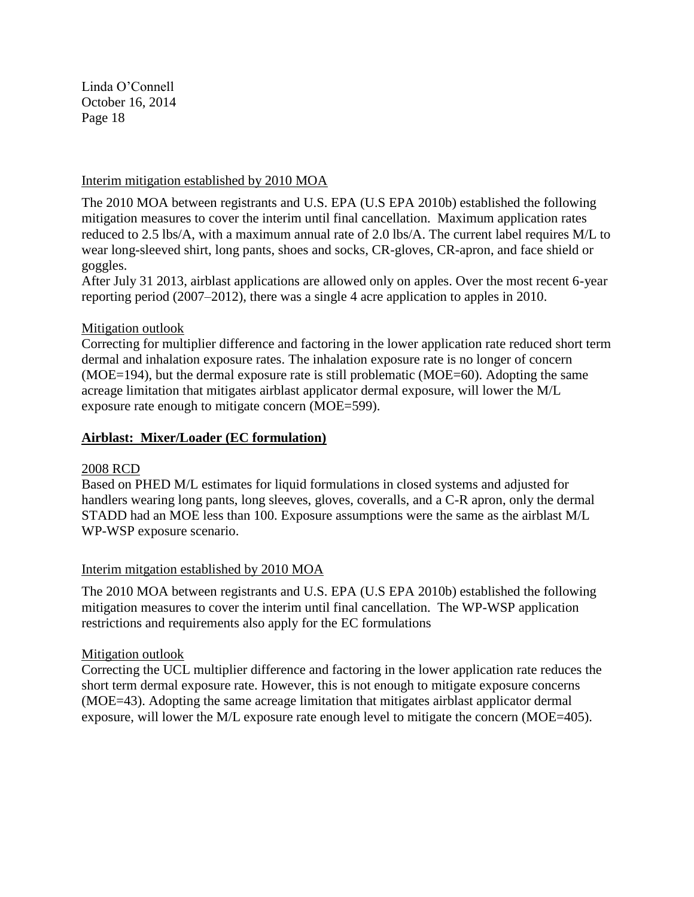Interim mitigation established by 2010 MOA

The 2010 MOA between registrants and U.S. EPA (U.S EPA 2010b) established the following mitigation measures to cover the interim until final cancellation. Maximum application rates reduced to 2.5 lbs/A, with a maximum annual rate of 2.0 lbs/A. The current label requires M/L to wear long-sleeved shirt, long pants, shoes and socks, CR-gloves, CR-apron, and face shield or goggles.

After July 31 2013, airblast applications are allowed only on apples. Over the most recent 6-year reporting period (2007–2012), there was a single 4 acre application to apples in 2010.

Mitigation outlook

Correcting for multiplier difference and factoring in the lower application rate reduced short term dermal and inhalation exposure rates. The inhalation exposure rate is no longer of concern (MOE=194), but the dermal exposure rate is still problematic (MOE=60). Adopting the same acreage limitation that mitigates airblast applicator dermal exposure, will lower the M/L exposure rate enough to mitigate concern (MOE=599).

**Airblast: Mixer/Loader (EC formulation)**

2008 RCD

Based on PHED M/L estimates for liquid formulations in closed systems and adjusted for handlers wearing long pants, long sleeves, gloves, coveralls, and a C-R apron, only the dermal STADD had an MOE less than 100. Exposure assumptions were the same as the airblast M/L WP-WSP exposure scenario.

Interim mitgation established by 2010 MOA

The 2010 MOA between registrants and U.S. EPA (U.S EPA 2010b) established the following mitigation measures to cover the interim until final cancellation. The WP-WSP application restrictions and requirements also apply for the EC formulations

Mitigation outlook

Correcting the UCL multiplier difference and factoring in the lower application rate reduces the short term dermal exposure rate. However, this is not enough to mitigate exposure concerns (MOE=43). Adopting the same acreage limitation that mitigates airblast applicator dermal exposure, will lower the M/L exposure rate enough level to mitigate the concern (MOE=405).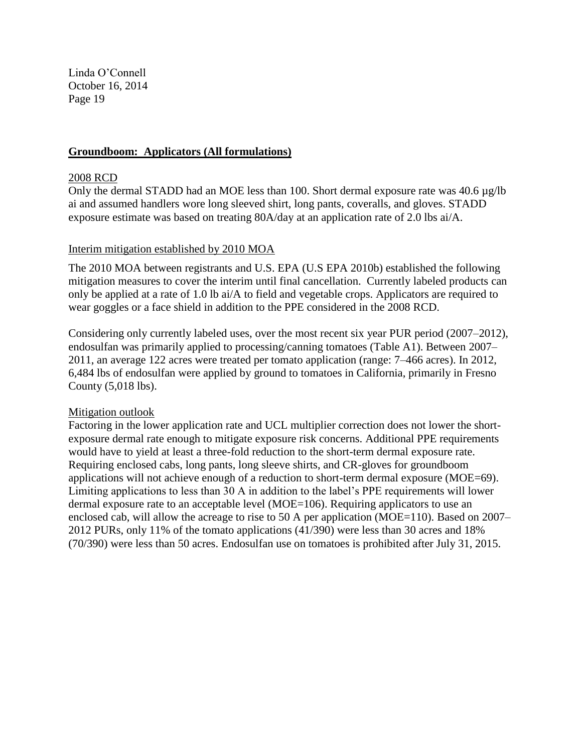## **Groundboom: Applicators (All formulations)**

2008 RCD

Only the dermal STADD had an MOE less than 100. Short dermal exposure rate was 40.6 µg/lb ai and assumed handlers wore long sleeved shirt, long pants, coveralls, and gloves. STADD exposure estimate was based on treating 80A/day at an application rate of 2.0 lbs ai/A.

Interim mitigation established by 2010 MOA

The 2010 MOA between registrants and U.S. EPA (U.S EPA 2010b) established the following mitigation measures to cover the interim until final cancellation. Currently labeled products can only be applied at a rate of 1.0 lb ai/A to field and vegetable crops. Applicators are required to wear goggles or a face shield in addition to the PPE considered in the 2008 RCD.

Considering only currently labeled uses, over the most recent six year PUR period (2007–2012), endosulfan was primarily applied to processing/canning tomatoes (Table A1). Between 2007–2011, an average 122 acres were treated per tomato application (range: 7–466 acres). In 2012, 6,484 lbs of endosulfan were applied by ground to tomatoes in California, primarily in Fresno County (5,018 lbs).

Mitigation outlook

Factoring in the lower application rate and UCL multiplier correction does not lower the short-exposure dermal rate enough to mitigate exposure risk concerns. Additional PPE requirements would have to yield at least a three-fold reduction to the short-term dermal exposure rate. Requiring enclosed cabs, long pants, long sleeve shirts, and CR-gloves for groundboom applications will not achieve enough of a reduction to short-term dermal exposure (MOE=69). Limiting applications to less than 30 A in addition to the label's PPE requirements will lower dermal exposure rate to an acceptable level (MOE=106). Requiring applicators to use an enclosed cab, will allow the acreage to rise to 50 A per application (MOE=110). Based on 2007–2012 PURs, only 11% of the tomato applications (41/390) were less than 30 acres and 18% (70/390) were less than 50 acres. Endosulfan use on tomatoes is prohibited after July 31, 2015.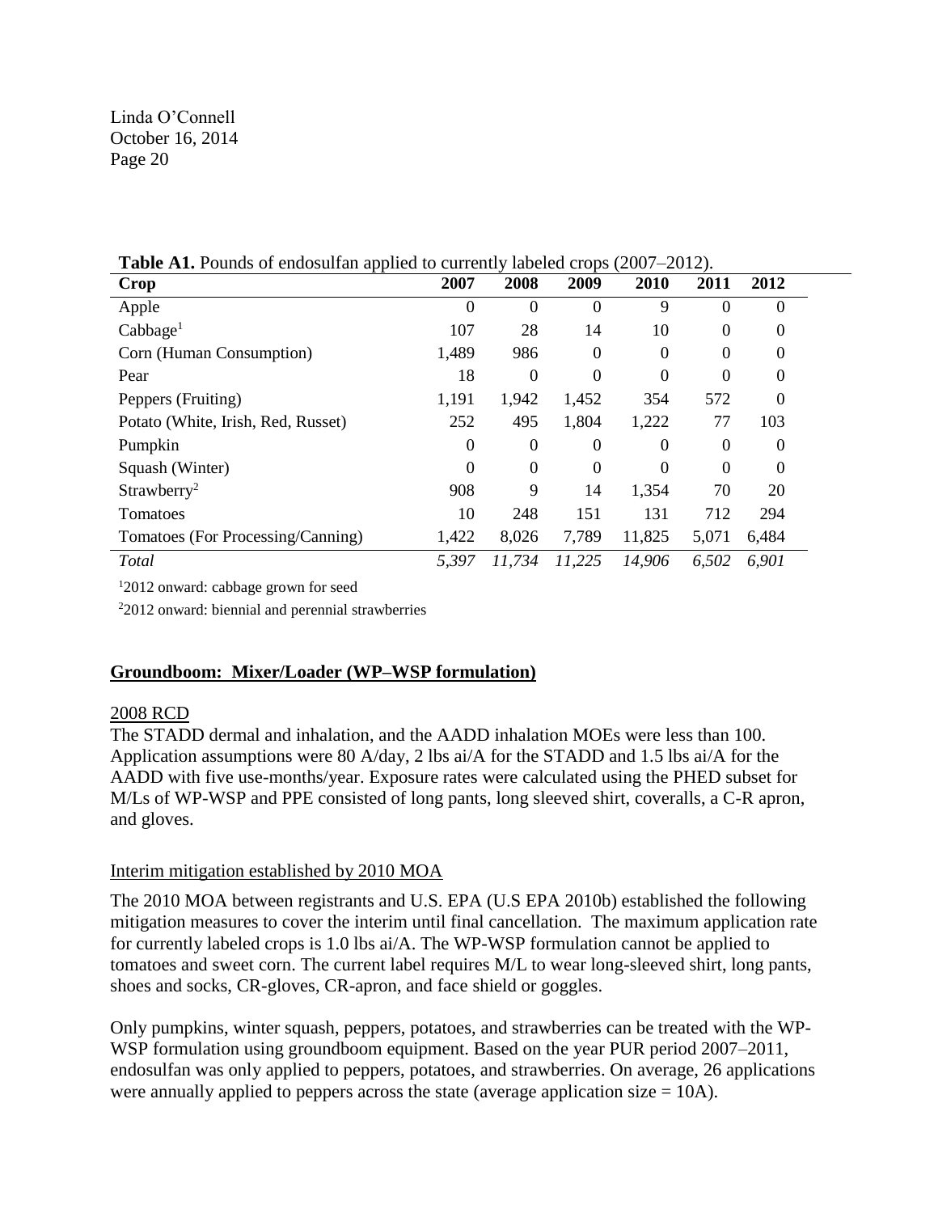**Table A1.** Pounds of endosulfan applied to currently labeled crops (2007–2012).

| Crop | 2007 | 2008 | 2009 | 2010 | 2011 | 2012 |
|---|---|---|---|---|---|---|
| Apple | 0 | 0 | 0 | 9 | 0 | 0 |
| Cabbage[1] | 107 | 28 | 14 | 10 | 0 | 0 |
| Corn (Human Consumption) | 1,489 | 986 | 0 | 0 | 0 | 0 |
| Pear | 18 | 0 | 0 | 0 | 0 | 0 |
| Peppers (Fruiting) | 1,191 | 1,942 | 1,452 | 354 | 572 | 0 |
| Potato (White, Irish, Red, Russet) | 252 | 495 | 1,804 | 1,222 | 77 | 103 |
| Pumpkin | 0 | 0 | 0 | 0 | 0 | 0 |
| Squash (Winter) | 0 | 0 | 0 | 0 | 0 | 0 |
| Strawberry[2] | 908 | 9 | 14 | 1,354 | 70 | 20 |
| Tomatoes | 10 | 248 | 151 | 131 | 712 | 294 |
| Tomatoes (For Processing/Canning) | 1,422 | 8,026 | 7,789 | 11,825 | 5,071 | 6,484 |
| *Total* | *5,397* | *11,734* | *11,225* | *14,906* | *6,502* | *6,901* |

[1]2012 onward: cabbage grown for seed

[2]2012 onward: biennial and perennial strawberries

## Groundboom: Mixer/Loader (WP–WSP formulation)

### 2008 RCD

The STADD dermal and inhalation, and the AADD inhalation MOEs were less than 100. Application assumptions were 80 A/day, 2 lbs ai/A for the STADD and 1.5 lbs ai/A for the AADD with five use-months/year. Exposure rates were calculated using the PHED subset for M/Ls of WP-WSP and PPE consisted of long pants, long sleeved shirt, coveralls, a C-R apron, and gloves.

### Interim mitigation established by 2010 MOA

The 2010 MOA between registrants and U.S. EPA (U.S EPA 2010b) established the following mitigation measures to cover the interim until final cancellation. The maximum application rate for currently labeled crops is 1.0 lbs ai/A. The WP-WSP formulation cannot be applied to tomatoes and sweet corn. The current label requires M/L to wear long-sleeved shirt, long pants, shoes and socks, CR-gloves, CR-apron, and face shield or goggles.

Only pumpkins, winter squash, peppers, potatoes, and strawberries can be treated with the WP-WSP formulation using groundboom equipment. Based on the year PUR period 2007–2011, endosulfan was only applied to peppers, potatoes, and strawberries. On average, 26 applications were annually applied to peppers across the state (average application size = 10A).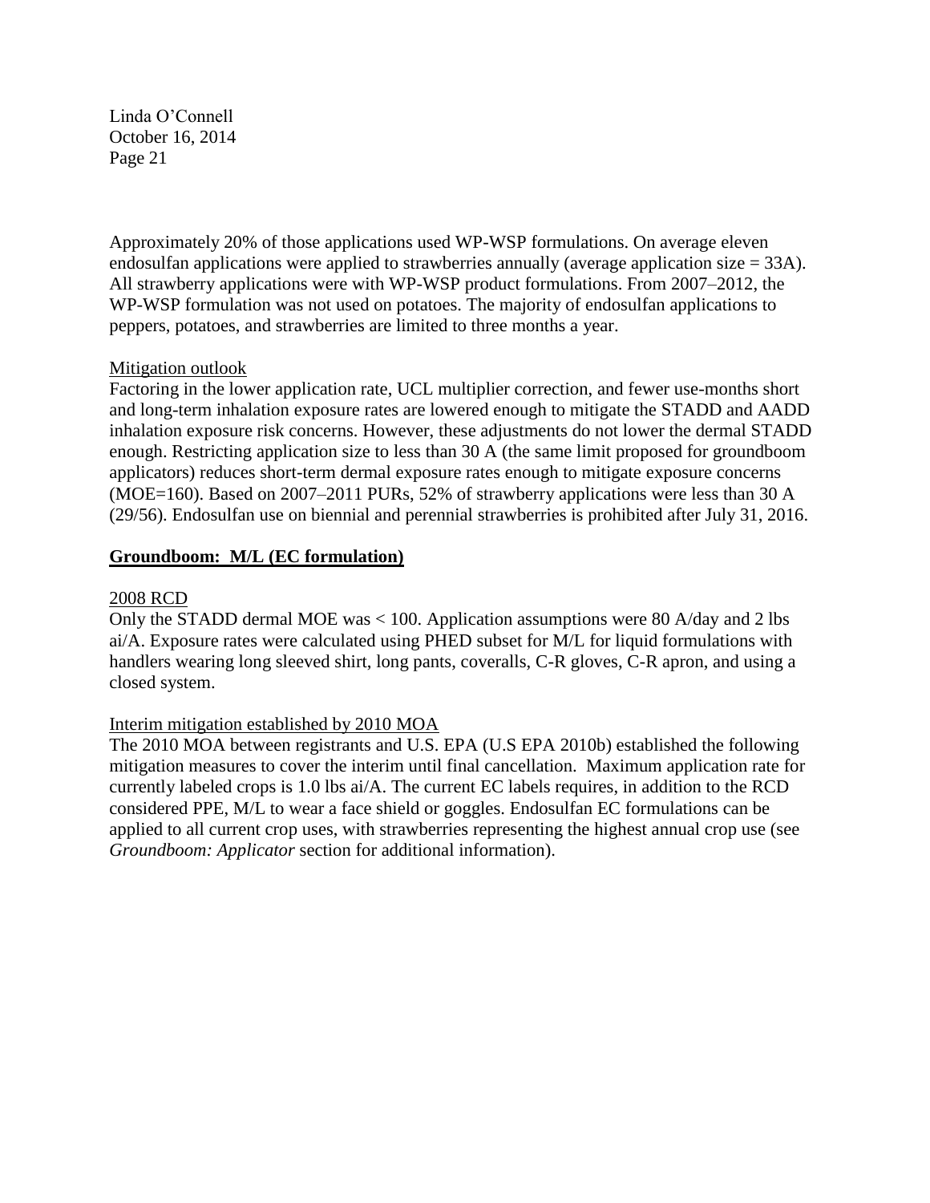Approximately 20% of those applications used WP-WSP formulations. On average eleven endosulfan applications were applied to strawberries annually (average application size = 33A). All strawberry applications were with WP-WSP product formulations. From 2007–2012, the WP-WSP formulation was not used on potatoes. The majority of endosulfan applications to peppers, potatoes, and strawberries are limited to three months a year.

Mitigation outlook

Factoring in the lower application rate, UCL multiplier correction, and fewer use-months short and long-term inhalation exposure rates are lowered enough to mitigate the STADD and AADD inhalation exposure risk concerns. However, these adjustments do not lower the dermal STADD enough. Restricting application size to less than 30 A (the same limit proposed for groundboom applicators) reduces short-term dermal exposure rates enough to mitigate exposure concerns (MOE=160). Based on 2007–2011 PURs, 52% of strawberry applications were less than 30 A (29/56). Endosulfan use on biennial and perennial strawberries is prohibited after July 31, 2016.

**Groundboom: M/L (EC formulation)**

2008 RCD

Only the STADD dermal MOE was < 100. Application assumptions were 80 A/day and 2 lbs ai/A. Exposure rates were calculated using PHED subset for M/L for liquid formulations with handlers wearing long sleeved shirt, long pants, coveralls, C-R gloves, C-R apron, and using a closed system.

Interim mitigation established by 2010 MOA

The 2010 MOA between registrants and U.S. EPA (U.S EPA 2010b) established the following mitigation measures to cover the interim until final cancellation. Maximum application rate for currently labeled crops is 1.0 lbs ai/A. The current EC labels requires, in addition to the RCD considered PPE, M/L to wear a face shield or goggles. Endosulfan EC formulations can be applied to all current crop uses, with strawberries representing the highest annual crop use (see *Groundboom: Applicator* section for additional information).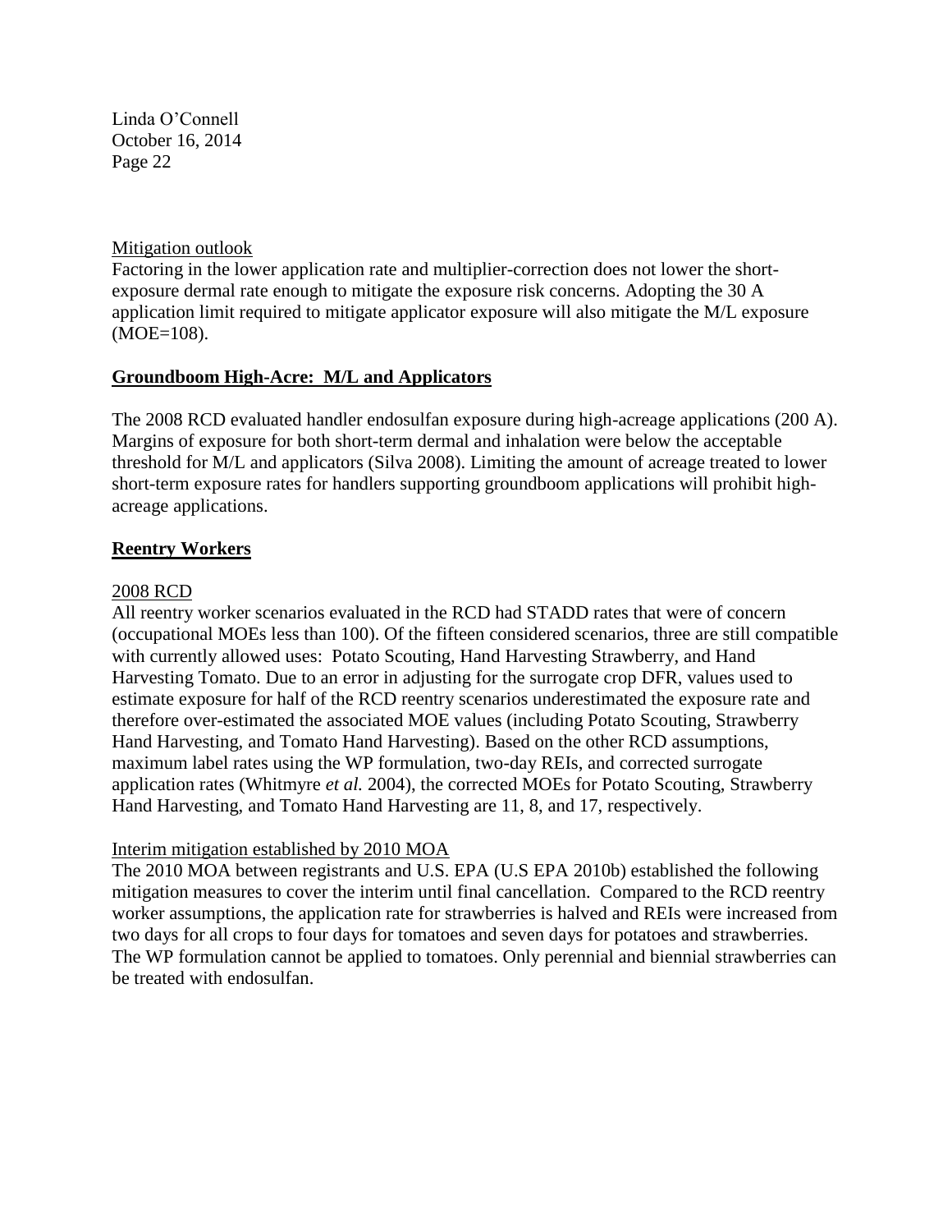Mitigation outlook

Factoring in the lower application rate and multiplier-correction does not lower the short-exposure dermal rate enough to mitigate the exposure risk concerns. Adopting the 30 A application limit required to mitigate applicator exposure will also mitigate the M/L exposure (MOE=108).

## Groundboom High-Acre: M/L and Applicators

The 2008 RCD evaluated handler endosulfan exposure during high-acreage applications (200 A). Margins of exposure for both short-term dermal and inhalation were below the acceptable threshold for M/L and applicators (Silva 2008). Limiting the amount of acreage treated to lower short-term exposure rates for handlers supporting groundboom applications will prohibit high-acreage applications.

## Reentry Workers

2008 RCD

All reentry worker scenarios evaluated in the RCD had STADD rates that were of concern (occupational MOEs less than 100). Of the fifteen considered scenarios, three are still compatible with currently allowed uses: Potato Scouting, Hand Harvesting Strawberry, and Hand Harvesting Tomato. Due to an error in adjusting for the surrogate crop DFR, values used to estimate exposure for half of the RCD reentry scenarios underestimated the exposure rate and therefore over-estimated the associated MOE values (including Potato Scouting, Strawberry Hand Harvesting, and Tomato Hand Harvesting). Based on the other RCD assumptions, maximum label rates using the WP formulation, two-day REIs, and corrected surrogate application rates (Whitmyre *et al.* 2004), the corrected MOEs for Potato Scouting, Strawberry Hand Harvesting, and Tomato Hand Harvesting are 11, 8, and 17, respectively.

Interim mitigation established by 2010 MOA

The 2010 MOA between registrants and U.S. EPA (U.S EPA 2010b) established the following mitigation measures to cover the interim until final cancellation. Compared to the RCD reentry worker assumptions, the application rate for strawberries is halved and REIs were increased from two days for all crops to four days for tomatoes and seven days for potatoes and strawberries. The WP formulation cannot be applied to tomatoes. Only perennial and biennial strawberries can be treated with endosulfan.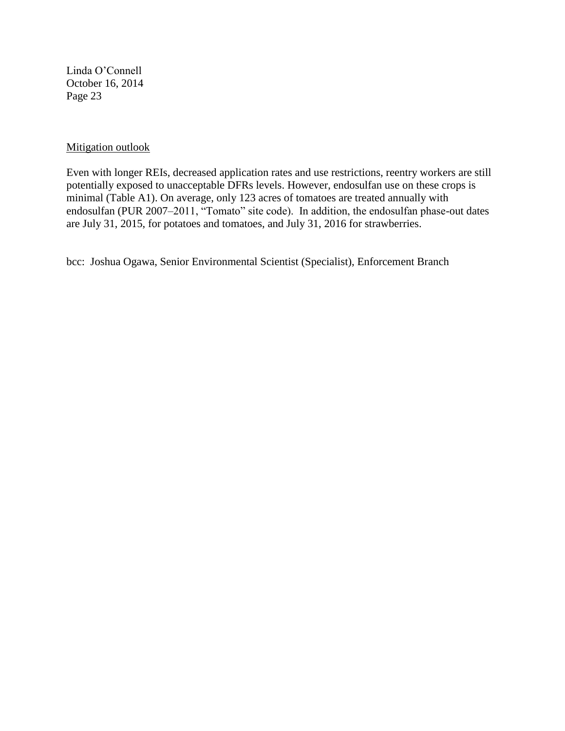Mitigation outlook

Even with longer REIs, decreased application rates and use restrictions, reentry workers are still potentially exposed to unacceptable DFRs levels. However, endosulfan use on these crops is minimal (Table A1). On average, only 123 acres of tomatoes are treated annually with endosulfan (PUR 2007–2011, "Tomato" site code). In addition, the endosulfan phase-out dates are July 31, 2015, for potatoes and tomatoes, and July 31, 2016 for strawberries.

bcc: Joshua Ogawa, Senior Environmental Scientist (Specialist), Enforcement Branch